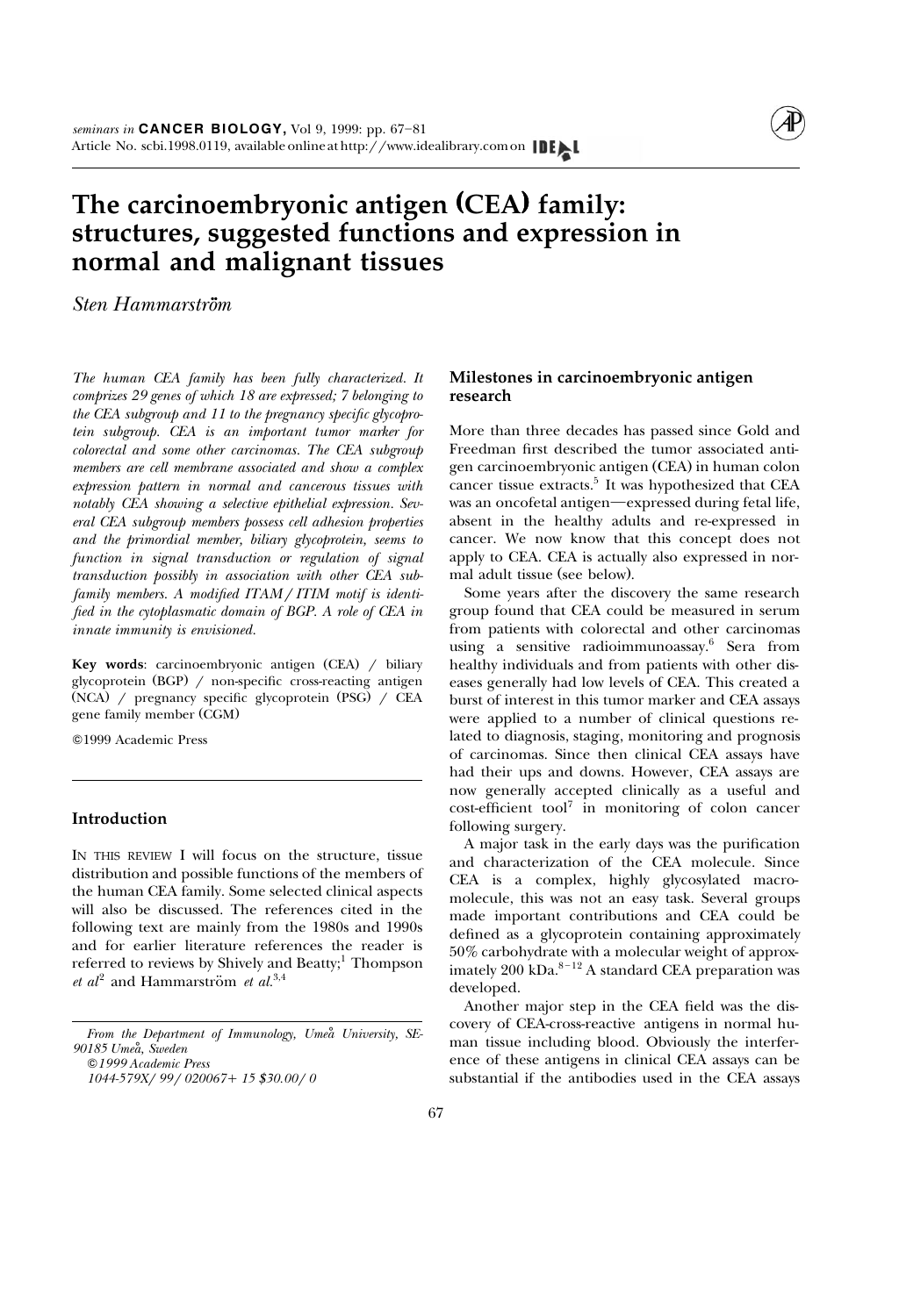# The carcinoembryonic antigen (CEA) family: structures, suggested functions and expression in normal and malignant tissues

*Sten Hammarström*

*The human CEA family has been fully characterized. It comprizes 29 genes of which 18 are expressed; 7 belonging to the CEA subgroup and 11 to the pregnancy specific glycoprotein subgroup. CEA is an important tumor marker for colorectal and some other carcinomas. The CEA subgroup members are cell membrane associated and show a complex expression pattern in normal and cancerous tissues with notably CEA showing a selective epithelial expression. Several CEA subgroup members possess cell adhesion properties and the primordial member, biliary glycoprotein, seems to function in signal transduction or regulation of signal transduction possibly in association with other CEA subfamily members. A modified ITAM/ITIM motif is identified in the cytoplasmatic domain of BGP. A role of CEA in innate immunity is envisioned.*

**Key words**: carcinoembryonic antigen (CEA) / biliary glycoprotein (BGP) / non-specific cross-reacting antigen (NCA) / pregnancy specific glycoprotein (PSG) / CEA gene family member (CGM)

©1999 Academic Press

## Introduction

IN THIS REVIEW I will focus on the structure, tissue distribution and possible functions of the members of the human CEA family. Some selected clinical aspects will also be discussed. The references cited in the following text are mainly from the 1980s and 1990s and for earlier literature references the reader is referred to reviews by Shively and Beatty;[1] Thompson *et al*[2] and Hammarström *et al.*[3,4]

From the Department of Immunology, Umeå University, SE-90185 Umeå, Sweden

©1999 Academic Press

1044-579X/ 99/ 020067+ 15 $30.00/ 0

## Milestones in carcinoembryonic antigen research

More than three decades has passed since Gold and Freedman first described the tumor associated antigen carcinoembryonic antigen (CEA) in human colon cancer tissue extracts.[5] It was hypothesized that CEA was an oncofetal antigen—expressed during fetal life, absent in the healthy adults and re-expressed in cancer. We now know that this concept does not apply to CEA. CEA is actually also expressed in normal adult tissue (see below).

Some years after the discovery the same research group found that CEA could be measured in serum from patients with colorectal and other carcinomas using a sensitive radioimmunoassay.[6] Sera from healthy individuals and from patients with other diseases generally had low levels of CEA. This created a burst of interest in this tumor marker and CEA assays were applied to a number of clinical questions related to diagnosis, staging, monitoring and prognosis of carcinomas. Since then clinical CEA assays have had their ups and downs. However, CEA assays are now generally accepted clinically as a useful and cost-efficient tool[7] in monitoring of colon cancer following surgery.

A major task in the early days was the purification and characterization of the CEA molecule. Since CEA is a complex, highly glycosylated macromolecule, this was not an easy task. Several groups made important contributions and CEA could be defined as a glycoprotein containing approximately 50% carbohydrate with a molecular weight of approximately 200 kDa.[8–12] A standard CEA preparation was developed.

Another major step in the CEA field was the discovery of CEA-cross-reactive antigens in normal human tissue including blood. Obviously the interference of these antigens in clinical CEA assays can be substantial if the antibodies used in the CEA assays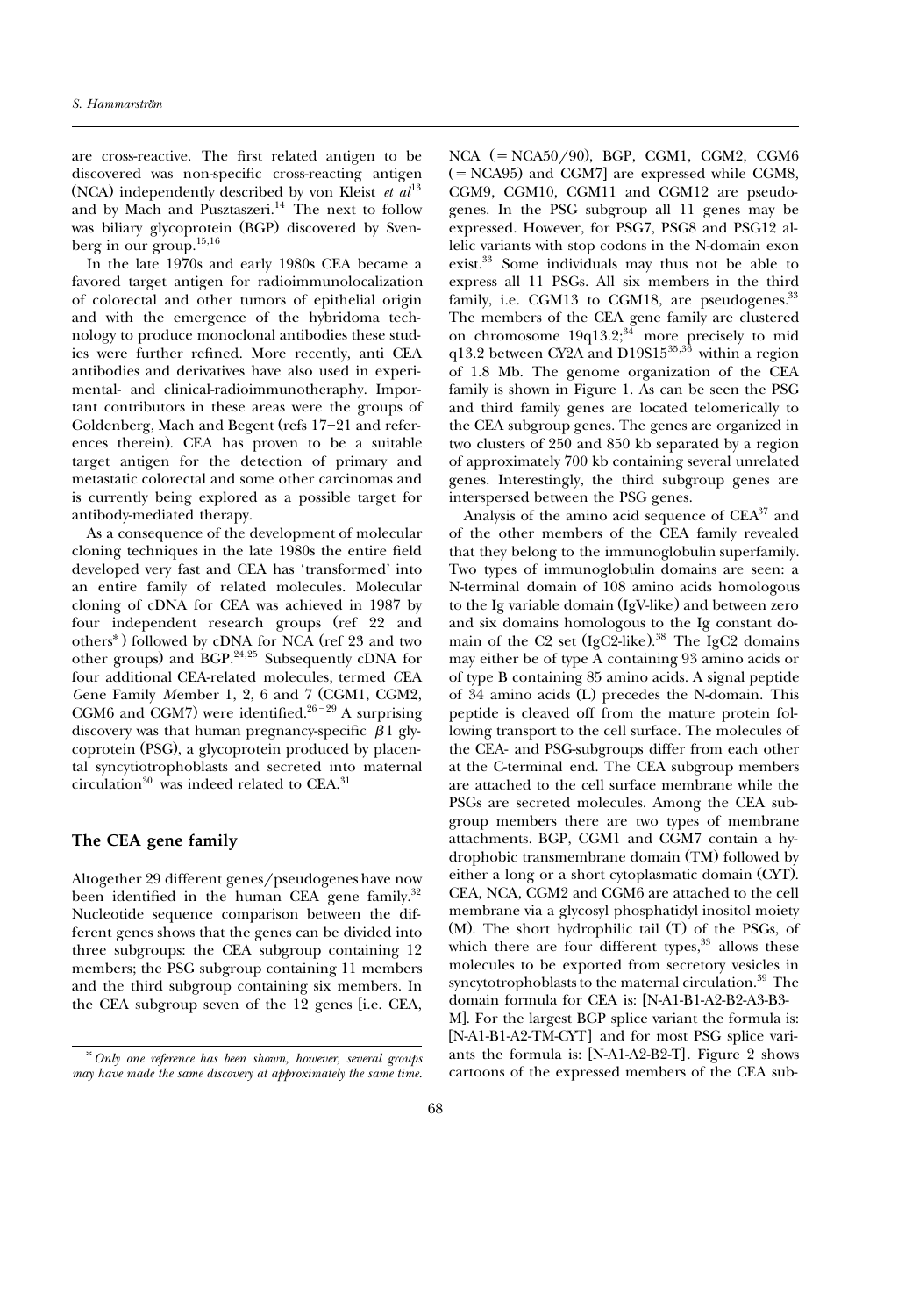are cross-reactive. The first related antigen to be discovered was non-specific cross-reacting antigen (NCA) independently described by von Kleist *et al*[13] and by Mach and Pusztaszeri.[14] The next to follow was biliary glycoprotein (BGP) discovered by Svenberg in our group.[15,16]

In the late 1970s and early 1980s CEA became a favored target antigen for radioimmunolocalization of colorectal and other tumors of epithelial origin and with the emergence of the hybridoma technology to produce monoclonal antibodies these studies were further refined. More recently, anti CEA antibodies and derivatives have also used in experimental- and clinical-radioimmunotheraphy. Important contributors in these areas were the groups of Goldenberg, Mach and Begent (refs 17–21 and references therein). CEA has proven to be a suitable target antigen for the detection of primary and metastatic colorectal and some other carcinomas and is currently being explored as a possible target for antibody-mediated therapy.

As a consequence of the development of molecular cloning techniques in the late 1980s the entire field developed very fast and CEA has 'transformed' into an entire family of related molecules. Molecular cloning of cDNA for CEA was achieved in 1987 by four independent research groups (ref 22 and others*) followed by cDNA for NCA (ref 23 and two other groups) and BGP.[24,25] Subsequently cDNA for four additional CEA-related molecules, termed *C*EA *G*ene Family *M*ember 1, 2, 6 and 7 (CGM1, CGM2, CGM6 and CGM7) were identified.[26–29] A surprising discovery was that human pregnancy-specific $\beta$1 glycoprotein (PSG), a glycoprotein produced by placental syncytiotrophoblasts and secreted into maternal circulation[30] was indeed related to CEA.[31]

## The CEA gene family

Altogether 29 different genes/pseudogenes have now been identified in the human CEA gene family.[32] Nucleotide sequence comparison between the different genes shows that the genes can be divided into three subgroups: the CEA subgroup containing 12 members; the PSG subgroup containing 11 members and the third subgroup containing six members. In the CEA subgroup seven of the 12 genes [i.e. CEA, NCA (= NCA50/90), BGP, CGM1, CGM2, CGM6 (= NCA95) and CGM7] are expressed while CGM8, CGM9, CGM10, CGM11 and CGM12 are pseudogenes. In the PSG subgroup all 11 genes may be expressed. However, for PSG7, PSG8 and PSG12 allelic variants with stop codons in the N-domain exon exist.[33] Some individuals may thus not be able to express all 11 PSGs. All six members in the third family, i.e. CGM13 to CGM18, are pseudogenes.[33] The members of the CEA gene family are clustered on chromosome 19q13.2;[34] more precisely to mid q13.2 between CY2A and D19S15[35,36] within a region of 1.8 Mb. The genome organization of the CEA family is shown in Figure 1. As can be seen the PSG and third family genes are located telomerically to the CEA subgroup genes. The genes are organized in two clusters of 250 and 850 kb separated by a region of approximately 700 kb containing several unrelated genes. Interestingly, the third subgroup genes are interspersed between the PSG genes.

Analysis of the amino acid sequence of CEA[37] and of the other members of the CEA family revealed that they belong to the immunoglobulin superfamily. Two types of immunoglobulin domains are seen: a N-terminal domain of 108 amino acids homologous to the Ig variable domain (IgV-like) and between zero and six domains homologous to the Ig constant domain of the C2 set (IgC2-like).[38] The IgC2 domains may either be of type A containing 93 amino acids or of type B containing 85 amino acids. A signal peptide of 34 amino acids (L) precedes the N-domain. This peptide is cleaved off from the mature protein following transport to the cell surface. The molecules of the CEA- and PSG-subgroups differ from each other at the C-terminal end. The CEA subgroup members are attached to the cell surface membrane while the PSGs are secreted molecules. Among the CEA subgroup members there are two types of membrane attachments. BGP, CGM1 and CGM7 contain a hydrophobic transmembrane domain (TM) followed by either a long or a short cytoplasmatic domain (CYT). CEA, NCA, CGM2 and CGM6 are attached to the cell membrane via a glycosyl phosphatidyl inositol moiety (M). The short hydrophilic tail (T) of the PSGs, of which there are four different types,[33] allows these molecules to be exported from secretory vesicles in syncytotrophoblasts to the maternal circulation.[39] The domain formula for CEA is: [N-A1-B1-A2-B2-A3-B3-M]. For the largest BGP splice variant the formula is: [N-A1-B1-A2-TM-CYT] and for most PSG splice variants the formula is: [N-A1-A2-B2-T]. Figure 2 shows cartoons of the expressed members of the CEA sub-

\* *Only one reference has been shown, however, several groups may have made the same discovery at approximately the same time.*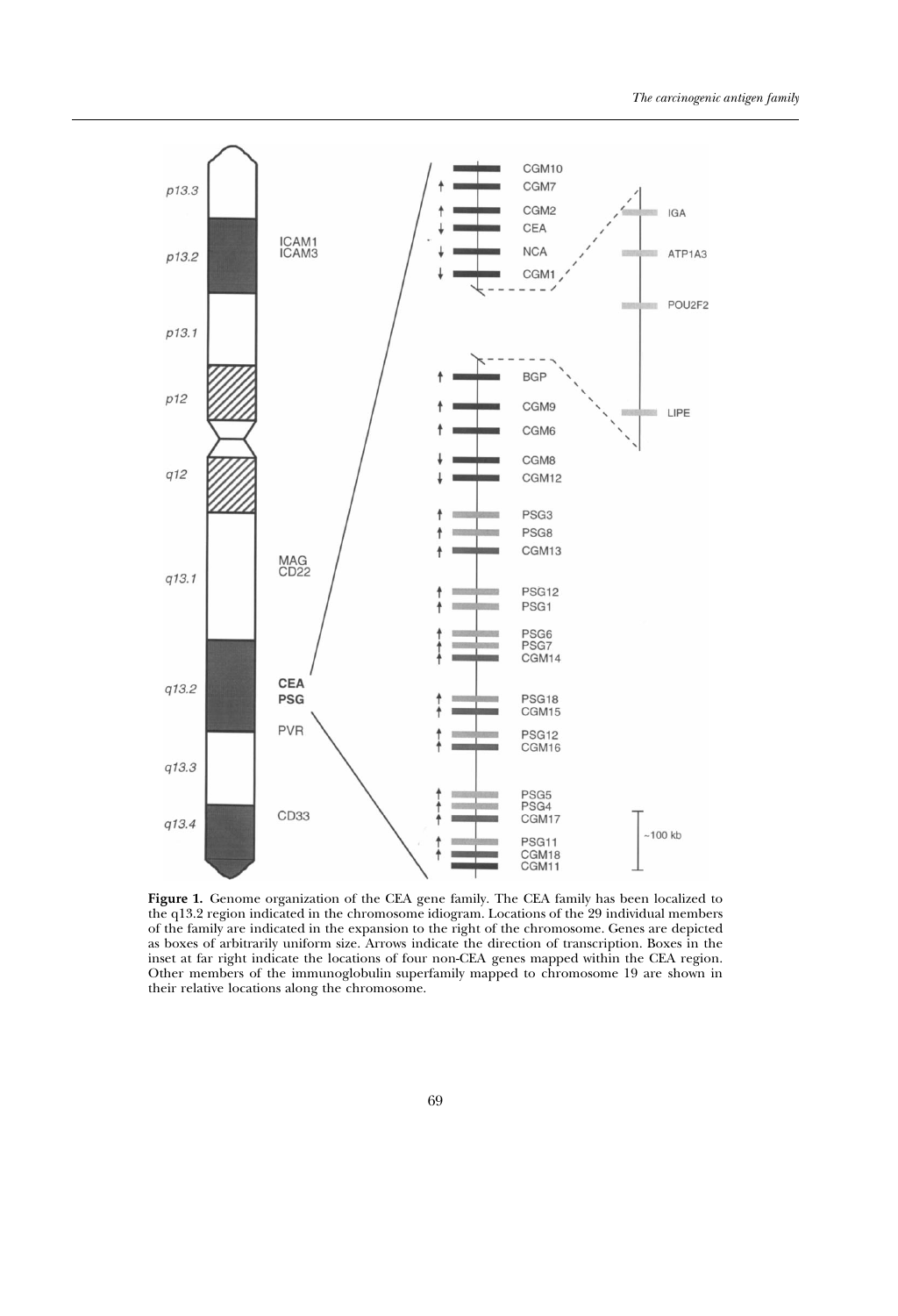**Figure 1.** Genome organization of the CEA gene family. The CEA family has been localized to the q13.2 region indicated in the chromosome idiogram. Locations of the 29 individual members of the family are indicated in the expansion to the right of the chromosome. Genes are depicted as boxes of arbitrarily uniform size. Arrows indicate the direction of transcription. Boxes in the inset at far right indicate the locations of four non-CEA genes mapped within the CEA region. Other members of the immunoglobulin superfamily mapped to chromosome 19 are shown in their relative locations along the chromosome.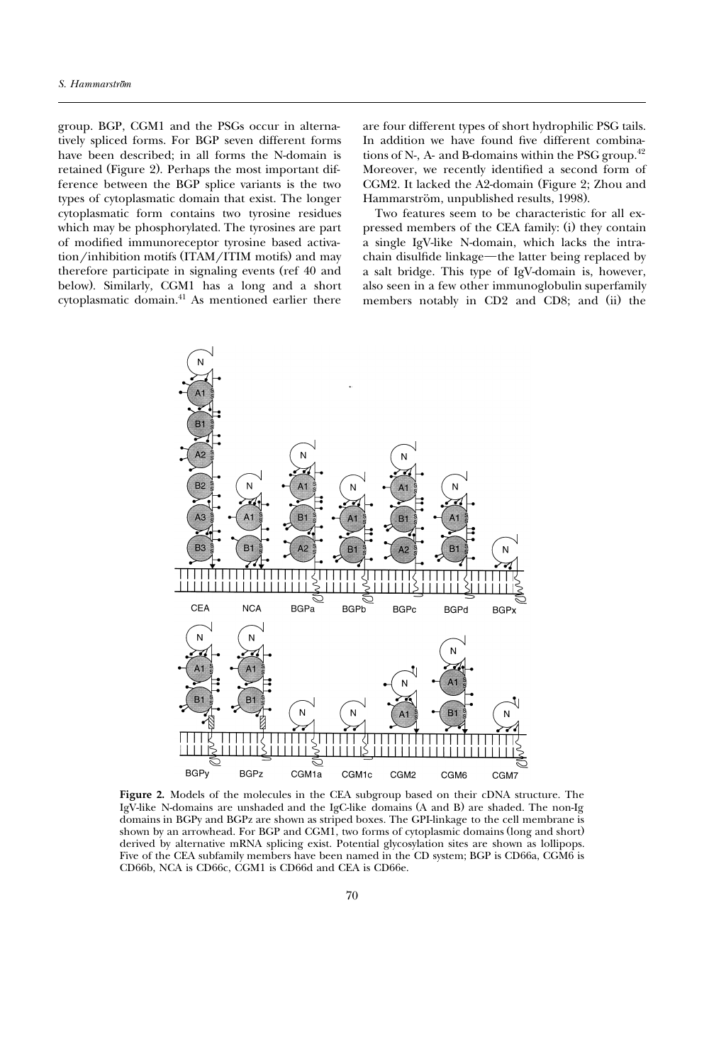group. BGP, CGM1 and the PSGs occur in alternatively spliced forms. For BGP seven different forms have been described; in all forms the N-domain is retained (Figure 2). Perhaps the most important difference between the BGP splice variants is the two types of cytoplasmatic domain that exist. The longer cytoplasmatic form contains two tyrosine residues which may be phosphorylated. The tyrosines are part of modified immunoreceptor tyrosine based activation/inhibition motifs (ITAM/ITIM motifs) and may therefore participate in signaling events (ref 40 and below). Similarly, CGM1 has a long and a short cytoplasmatic domain.[41] As mentioned earlier there are four different types of short hydrophilic PSG tails. In addition we have found five different combinations of N-, A- and B-domains within the PSG group.[42] Moreover, we recently identified a second form of CGM2. It lacked the A2-domain (Figure 2; Zhou and Hammarström, unpublished results, 1998).

Two features seem to be characteristic for all expressed members of the CEA family: (i) they contain a single IgV-like N-domain, which lacks the intrachain disulfide linkage—the latter being replaced by a salt bridge. This type of IgV-domain is, however, also seen in a few other immunoglobulin superfamily members notably in CD2 and CD8; and (ii) the

**Figure 2.** Models of the molecules in the CEA subgroup based on their cDNA structure. The IgV-like N-domains are unshaded and the IgC-like domains (A and B) are shaded. The non-Ig domains in BGPy and BGPz are shown as striped boxes. The GPI-linkage to the cell membrane is shown by an arrowhead. For BGP and CGM1, two forms of cytoplasmic domains (long and short) derived by alternative mRNA splicing exist. Potential glycosylation sites are shown as lollipops. Five of the CEA subfamily members have been named in the CD system; BGP is CD66a, CGM6 is CD66b, NCA is CD66c, CGM1 is CD66d and CEA is CD66e.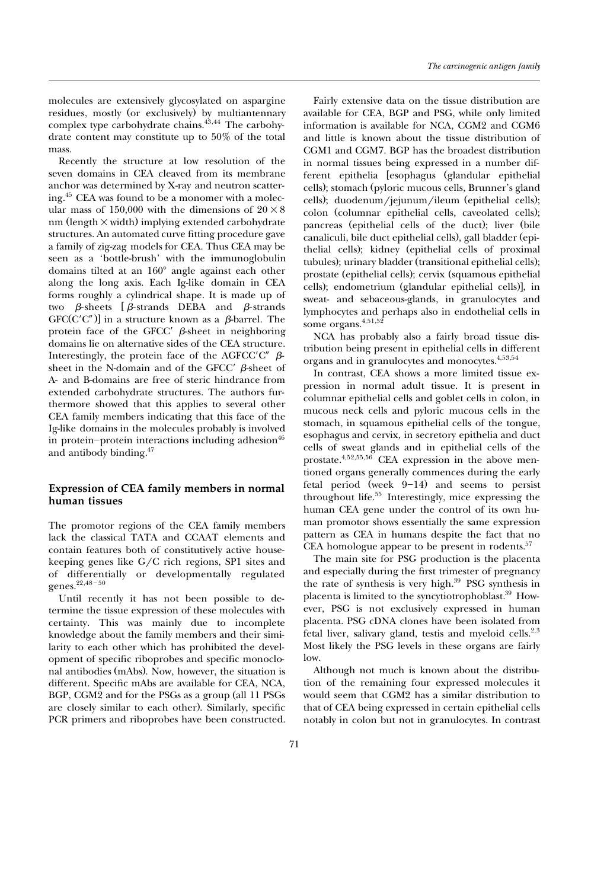molecules are extensively glycosylated on aspargine residues, mostly (or exclusively) by multiantennary complex type carbohydrate chains.[43,44] The carbohydrate content may constitute up to 50% of the total mass.

Recently the structure at low resolution of the seven domains in CEA cleaved from its membrane anchor was determined by X-ray and neutron scattering.[45] CEA was found to be a monomer with a molecular mass of 150,000 with the dimensions of $20 \times 8$ nm (length $\times$ width) implying extended carbohydrate structures. An automated curve fitting procedure gave a family of zig-zag models for CEA. Thus CEA may be seen as a 'bottle-brush' with the immunoglobulin domains tilted at an 160° angle against each other along the long axis. Each Ig-like domain in CEA forms roughly a cylindrical shape. It is made up of two $\beta$-sheets [$\beta$-strands DEBA and $\beta$-strands GFC(C′C″)] in a structure known as a $\beta$-barrel. The protein face of the GFCC′ $\beta$-sheet in neighboring domains lie on alternative sides of the CEA structure. Interestingly, the protein face of the AGFCC′C″ $\beta$-sheet in the N-domain and of the GFCC′ $\beta$-sheet of A- and B-domains are free of steric hindrance from extended carbohydrate structures. The authors furthermore showed that this applies to several other CEA family members indicating that this face of the Ig-like domains in the molecules probably is involved in protein–protein interactions including adhesion[46] and antibody binding.[47]

## Expression of CEA family members in normal human tissues

The promotor regions of the CEA family members lack the classical TATA and CCAAT elements and contain features both of constitutively active housekeeping genes like G/C rich regions, SP1 sites and of differentially or developmentally regulated genes.[22,48–50]

Until recently it has not been possible to determine the tissue expression of these molecules with certainty. This was mainly due to incomplete knowledge about the family members and their similarity to each other which has prohibited the development of specific riboprobes and specific monoclonal antibodies (mAbs). Now, however, the situation is different. Specific mAbs are available for CEA, NCA, BGP, CGM2 and for the PSGs as a group (all 11 PSGs are closely similar to each other). Similarly, specific PCR primers and riboprobes have been constructed.

Fairly extensive data on the tissue distribution are available for CEA, BGP and PSG, while only limited information is available for NCA, CGM2 and CGM6 and little is known about the tissue distribution of CGM1 and CGM7. BGP has the broadest distribution in normal tissues being expressed in a number different epithelia [esophagus (glandular epithelial cells); stomach (pyloric mucous cells, Brunner's gland cells); duodenum/jejunum/ileum (epithelial cells); colon (columnar epithelial cells, caveolated cells); pancreas (epithelial cells of the duct); liver (bile canaliculi, bile duct epithelial cells), gall bladder (epithelial cells); kidney (epithelial cells of proximal tubules); urinary bladder (transitional epithelial cells); prostate (epithelial cells); cervix (squamous epithelial cells); endometrium (glandular epithelial cells)], in sweat- and sebaceous-glands, in granulocytes and lymphocytes and perhaps also in endothelial cells in some organs.[4,51,52]

NCA has probably also a fairly broad tissue distribution being present in epithelial cells in different organs and in granulocytes and monocytes.[4,53,54]

In contrast, CEA shows a more limited tissue expression in normal adult tissue. It is present in columnar epithelial cells and goblet cells in colon, in mucous neck cells and pyloric mucous cells in the stomach, in squamous epithelial cells of the tongue, esophagus and cervix, in secretory epithelia and duct cells of sweat glands and in epithelial cells of the prostate.[4,52,55,56] CEA expression in the above mentioned organs generally commences during the early fetal period (week 9–14) and seems to persist throughout life.[55] Interestingly, mice expressing the human CEA gene under the control of its own human promotor shows essentially the same expression pattern as CEA in humans despite the fact that no CEA homologue appear to be present in rodents.[57]

The main site for PSG production is the placenta and especially during the first trimester of pregnancy the rate of synthesis is very high.[39] PSG synthesis in placenta is limited to the syncytiotrophoblast.[39] However, PSG is not exclusively expressed in human placenta. PSG cDNA clones have been isolated from fetal liver, salivary gland, testis and myeloid cells.[2,3] Most likely the PSG levels in these organs are fairly low.

Although not much is known about the distribution of the remaining four expressed molecules it would seem that CGM2 has a similar distribution to that of CEA being expressed in certain epithelial cells notably in colon but not in granulocytes. In contrast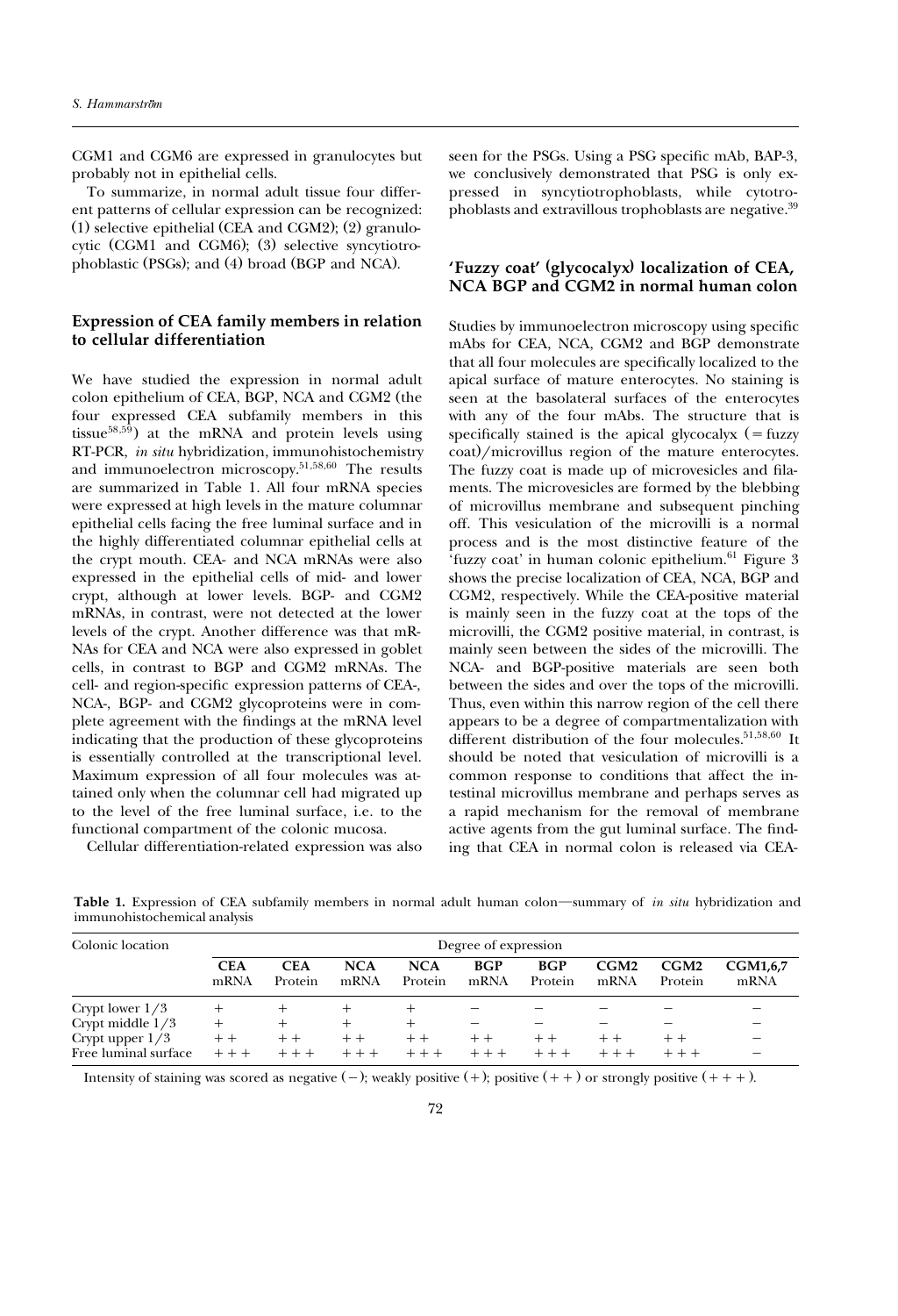CGM1 and CGM6 are expressed in granulocytes but probably not in epithelial cells.

To summarize, in normal adult tissue four different patterns of cellular expression can be recognized: (1) selective epithelial (CEA and CGM2); (2) granulocytic (CGM1 and CGM6); (3) selective syncytiotrophoblastic (PSGs); and (4) broad (BGP and NCA).

## Expression of CEA family members in relation to cellular differentiation

We have studied the expression in normal adult colon epithelium of CEA, BGP, NCA and CGM2 (the four expressed CEA subfamily members in this tissue[58,59]) at the mRNA and protein levels using RT-PCR, *in situ* hybridization, immunohistochemistry and immunoelectron microscopy.[51,58,60] The results are summarized in Table 1. All four mRNA species were expressed at high levels in the mature columnar epithelial cells facing the free luminal surface and in the highly differentiated columnar epithelial cells at the crypt mouth. CEA- and NCA mRNAs were also expressed in the epithelial cells of mid- and lower crypt, although at lower levels. BGP- and CGM2 mRNAs, in contrast, were not detected at the lower levels of the crypt. Another difference was that mRNAs for CEA and NCA were also expressed in goblet cells, in contrast to BGP and CGM2 mRNAs. The cell- and region-specific expression patterns of CEA-, NCA-, BGP- and CGM2 glycoproteins were in complete agreement with the findings at the mRNA level indicating that the production of these glycoproteins is essentially controlled at the transcriptional level. Maximum expression of all four molecules was attained only when the columnar cell had migrated up to the level of the free luminal surface, i.e. to the functional compartment of the colonic mucosa.

Cellular differentiation-related expression was also seen for the PSGs. Using a PSG specific mAb, BAP-3, we conclusively demonstrated that PSG is only expressed in syncytiotrophoblasts, while cytotrophoblasts and extravillous trophoblasts are negative.[39]

## 'Fuzzy coat' (glycocalyx) localization of CEA, NCA BGP and CGM2 in normal human colon

Studies by immunoelectron microscopy using specific mAbs for CEA, NCA, CGM2 and BGP demonstrate that all four molecules are specifically localized to the apical surface of mature enterocytes. No staining is seen at the basolateral surfaces of the enterocytes with any of the four mAbs. The structure that is specifically stained is the apical glycocalyx (= fuzzy coat)/microvillus region of the mature enterocytes. The fuzzy coat is made up of microvesicles and filaments. The microvesicles are formed by the blebbing of microvillus membrane and subsequent pinching off. This vesiculation of the microvilli is a normal process and is the most distinctive feature of the 'fuzzy coat' in human colonic epithelium.[61] Figure 3 shows the precise localization of CEA, NCA, BGP and CGM2, respectively. While the CEA-positive material is mainly seen in the fuzzy coat at the tops of the microvilli, the CGM2 positive material, in contrast, is mainly seen between the sides of the microvilli. The NCA- and BGP-positive materials are seen both between the sides and over the tops of the microvilli. Thus, even within this narrow region of the cell there appears to be a degree of compartmentalization with different distribution of the four molecules.[51,58,60] It should be noted that vesiculation of microvilli is a common response to conditions that affect the intestinal microvillus membrane and perhaps serves as a rapid mechanism for the removal of membrane active agents from the gut luminal surface. The finding that CEA in normal colon is released via CEA-

**Table 1.** Expression of CEA subfamily members in normal adult human colon—summary of *in situ* hybridization and immunohistochemical analysis

| Colonic location | Degree of expression | | | | | | | | |
|---|---|---|---|---|---|---|---|---|---|
| | **CEA** mRNA | **CEA** Protein | **NCA** mRNA | **NCA** Protein | **BGP** mRNA | **BGP** Protein | **CGM2** mRNA | **CGM2** Protein | **CGM1,6,7** mRNA |
| Crypt lower 1/3 | + | + | + | + | − | − | − | − | − |
| Crypt middle 1/3 | + | + | + | + | − | − | − | − | − |
| Crypt upper 1/3 | + + | + + | + + | + + | + + | + + | + + | + + | − |
| Free luminal surface | + + + | + + + | + + + | + + + | + + + | + + + | + + + | + + + | − |

Intensity of staining was scored as negative (−); weakly positive (+); positive (+ +) or strongly positive (+ + +).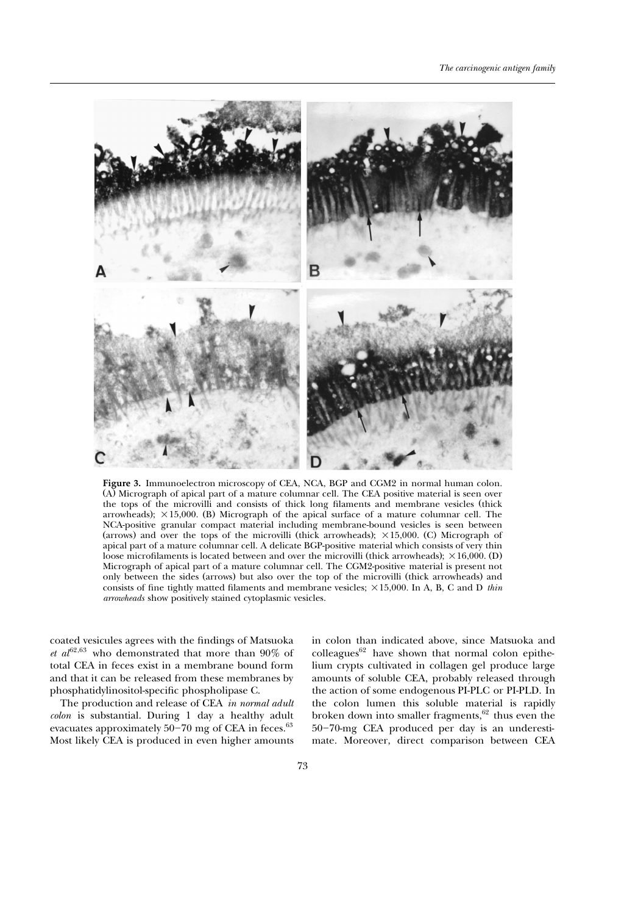**Figure 3.** Immunoelectron microscopy of CEA, NCA, BGP and CGM2 in normal human colon. (A) Micrograph of apical part of a mature columnar cell. The CEA positive material is seen over the tops of the microvilli and consists of thick long filaments and membrane vesicles (thick arrowheads); ×15,000. (B) Micrograph of the apical surface of a mature columnar cell. The NCA-positive granular compact material including membrane-bound vesicles is seen between (arrows) and over the tops of the microvilli (thick arrowheads); ×15,000. (C) Micrograph of apical part of a mature columnar cell. A delicate BGP-positive material which consists of very thin loose microfilaments is located between and over the microvilli (thick arrowheads); ×16,000. (D) Micrograph of apical part of a mature columnar cell. The CGM2-positive material is present not only between the sides (arrows) but also over the top of the microvilli (thick arrowheads) and consists of fine tightly matted filaments and membrane vesicles; ×15,000. In A, B, C and D *thin arrowheads* show positively stained cytoplasmic vesicles.

coated vesicules agrees with the findings of Matsuoka *et al*[62,63] who demonstrated that more than 90% of total CEA in feces exist in a membrane bound form and that it can be released from these membranes by phosphatidylinositol-specific phospholipase C.

The production and release of CEA *in normal adult colon* is substantial. During 1 day a healthy adult evacuates approximately 50–70 mg of CEA in feces.[63] Most likely CEA is produced in even higher amounts in colon than indicated above, since Matsuoka and colleagues[62] have shown that normal colon epithelium crypts cultivated in collagen gel produce large amounts of soluble CEA, probably released through the action of some endogenous PI-PLC or PI-PLD. In the colon lumen this soluble material is rapidly broken down into smaller fragments,[62] thus even the 50–70-mg CEA produced per day is an underestimate. Moreover, direct comparison between CEA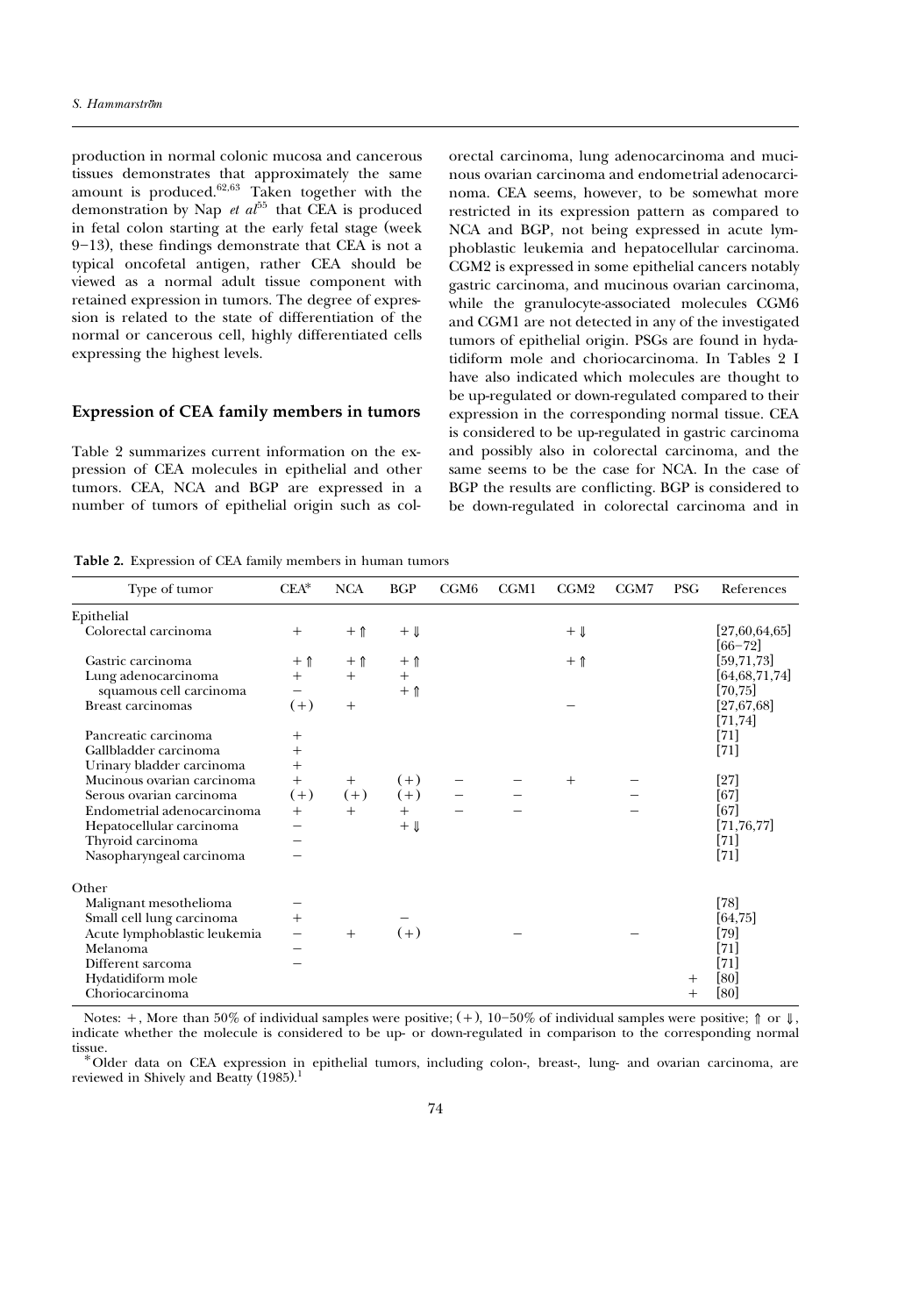production in normal colonic mucosa and cancerous tissues demonstrates that approximately the same amount is produced.[62,63] Taken together with the demonstration by Nap *et al*[55] that CEA is produced in fetal colon starting at the early fetal stage (week 9–13), these findings demonstrate that CEA is not a typical oncofetal antigen, rather CEA should be viewed as a normal adult tissue component with retained expression in tumors. The degree of expression is related to the state of differentiation of the normal or cancerous cell, highly differentiated cells expressing the highest levels.

## Expression of CEA family members in tumors

Table 2 summarizes current information on the expression of CEA molecules in epithelial and other tumors. CEA, NCA and BGP are expressed in a number of tumors of epithelial origin such as colorectal carcinoma, lung adenocarcinoma and mucinous ovarian carcinoma and endometrial adenocarcinoma. CEA seems, however, to be somewhat more restricted in its expression pattern as compared to NCA and BGP, not being expressed in acute lymphoblastic leukemia and hepatocellular carcinoma. CGM2 is expressed in some epithelial cancers notably gastric carcinoma, and mucinous ovarian carcinoma, while the granulocyte-associated molecules CGM6 and CGM1 are not detected in any of the investigated tumors of epithelial origin. PSGs are found in hydatidiform mole and choriocarcinoma. In Tables 2 I have also indicated which molecules are thought to be up-regulated or down-regulated compared to their expression in the corresponding normal tissue. CEA is considered to be up-regulated in gastric carcinoma and possibly also in colorectal carcinoma, and the same seems to be the case for NCA. In the case of BGP the results are conflicting. BGP is considered to be down-regulated in colorectal carcinoma and in

**Table 2.** Expression of CEA family members in human tumors

| Type of tumor | CEA* | NCA | BGP | CGM6 | CGM1 | CGM2 | CGM7 | PSG | References |
|---|---|---|---|---|---|---|---|---|---|
| Epithelial | | | | | | | | | |
| Colorectal carcinoma | + | + ⇑ | + ⇓ | | | + ⇓ | | | [27,60,64,65] [66–72] |
| Gastric carcinoma | + ⇑ | + ⇑ | + ⇑ | | | + ⇑ | | | [59,71,73] |
| Lung adenocarcinoma | + | + | + | | | | | | [64,68,71,74] |
| squamous cell carcinoma | − | | + ⇑ | | | | | | [70,75] |
| Breast carcinomas | (+) | + | | | | − | | | [27,67,68] [71,74] |
| Pancreatic carcinoma | + | | | | | | | | [71] |
| Gallbladder carcinoma | + | | | | | | | | [71] |
| Urinary bladder carcinoma | + | | | | | | | | |
| Mucinous ovarian carcinoma | + | + | (+) | − | − | + | − | | [27] |
| Serous ovarian carcinoma | (+) | (+) | (+) | − | − | | − | | [67] |
| Endometrial adenocarcinoma | + | + | + | − | − | | − | | [67] |
| Hepatocellular carcinoma | − | | + ⇓ | | | | | | [71,76,77] |
| Thyroid carcinoma | − | | | | | | | | [71] |
| Nasopharyngeal carcinoma | − | | | | | | | | [71] |
| Other | | | | | | | | | |
| Malignant mesothelioma | − | | | | | | | | [78] |
| Small cell lung carcinoma | + | | − | | | | | | [64,75] |
| Acute lymphoblastic leukemia | − | + | (+) | | − | | − | | [79] |
| Melanoma | − | | | | | | | | [71] |
| Different sarcoma | − | | | | | | | | [71] |
| Hydatidiform mole | | | | | | | | + | [80] |
| Choriocarcinoma | | | | | | | | + | [80] |

Notes: +, More than 50% of individual samples were positive; (+), 10–50% of individual samples were positive; ⇑ or ⇓, indicate whether the molecule is considered to be up- or down-regulated in comparison to the corresponding normal tissue.

*Older data on CEA expression in epithelial tumors, including colon-, breast-, lung- and ovarian carcinoma, are reviewed in Shively and Beatty (1985).[1]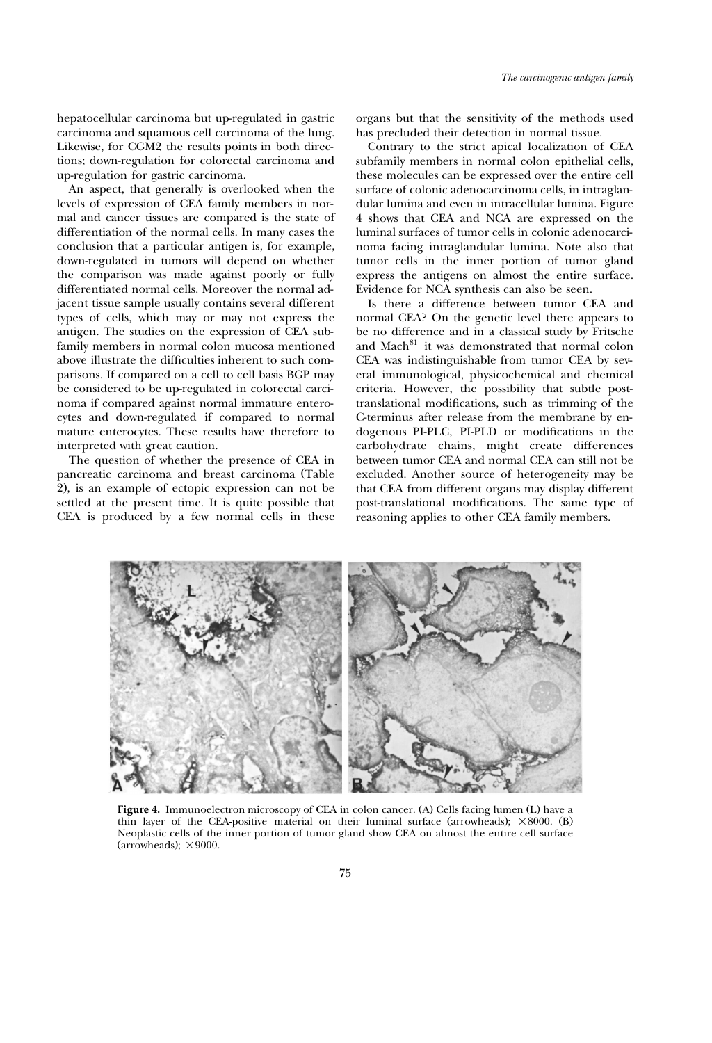hepatocellular carcinoma but up-regulated in gastric carcinoma and squamous cell carcinoma of the lung. Likewise, for CGM2 the results points in both directions; down-regulation for colorectal carcinoma and up-regulation for gastric carcinoma.

An aspect, that generally is overlooked when the levels of expression of CEA family members in normal and cancer tissues are compared is the state of differentiation of the normal cells. In many cases the conclusion that a particular antigen is, for example, down-regulated in tumors will depend on whether the comparison was made against poorly or fully differentiated normal cells. Moreover the normal adjacent tissue sample usually contains several different types of cells, which may or may not express the antigen. The studies on the expression of CEA subfamily members in normal colon mucosa mentioned above illustrate the difficulties inherent to such comparisons. If compared on a cell to cell basis BGP may be considered to be up-regulated in colorectal carcinoma if compared against normal immature enterocytes and down-regulated if compared to normal mature enterocytes. These results have therefore to interpreted with great caution.

The question of whether the presence of CEA in pancreatic carcinoma and breast carcinoma (Table 2), is an example of ectopic expression can not be settled at the present time. It is quite possible that CEA is produced by a few normal cells in these organs but that the sensitivity of the methods used has precluded their detection in normal tissue.

Contrary to the strict apical localization of CEA subfamily members in normal colon epithelial cells, these molecules can be expressed over the entire cell surface of colonic adenocarcinoma cells, in intraglandular lumina and even in intracellular lumina. Figure 4 shows that CEA and NCA are expressed on the luminal surfaces of tumor cells in colonic adenocarcinoma facing intraglandular lumina. Note also that tumor cells in the inner portion of tumor gland express the antigens on almost the entire surface. Evidence for NCA synthesis can also be seen.

Is there a difference between tumor CEA and normal CEA? On the genetic level there appears to be no difference and in a classical study by Fritsche and Mach[81] it was demonstrated that normal colon CEA was indistinguishable from tumor CEA by several immunological, physicochemical and chemical criteria. However, the possibility that subtle post-translational modifications, such as trimming of the C-terminus after release from the membrane by endogenous PI-PLC, PI-PLD or modifications in the carbohydrate chains, might create differences between tumor CEA and normal CEA can still not be excluded. Another source of heterogeneity may be that CEA from different organs may display different post-translational modifications. The same type of reasoning applies to other CEA family members.

**Figure 4.** Immunoelectron microscopy of CEA in colon cancer. (A) Cells facing lumen (L) have a thin layer of the CEA-positive material on their luminal surface (arrowheads); ×8000. (B) Neoplastic cells of the inner portion of tumor gland show CEA on almost the entire cell surface (arrowheads); ×9000.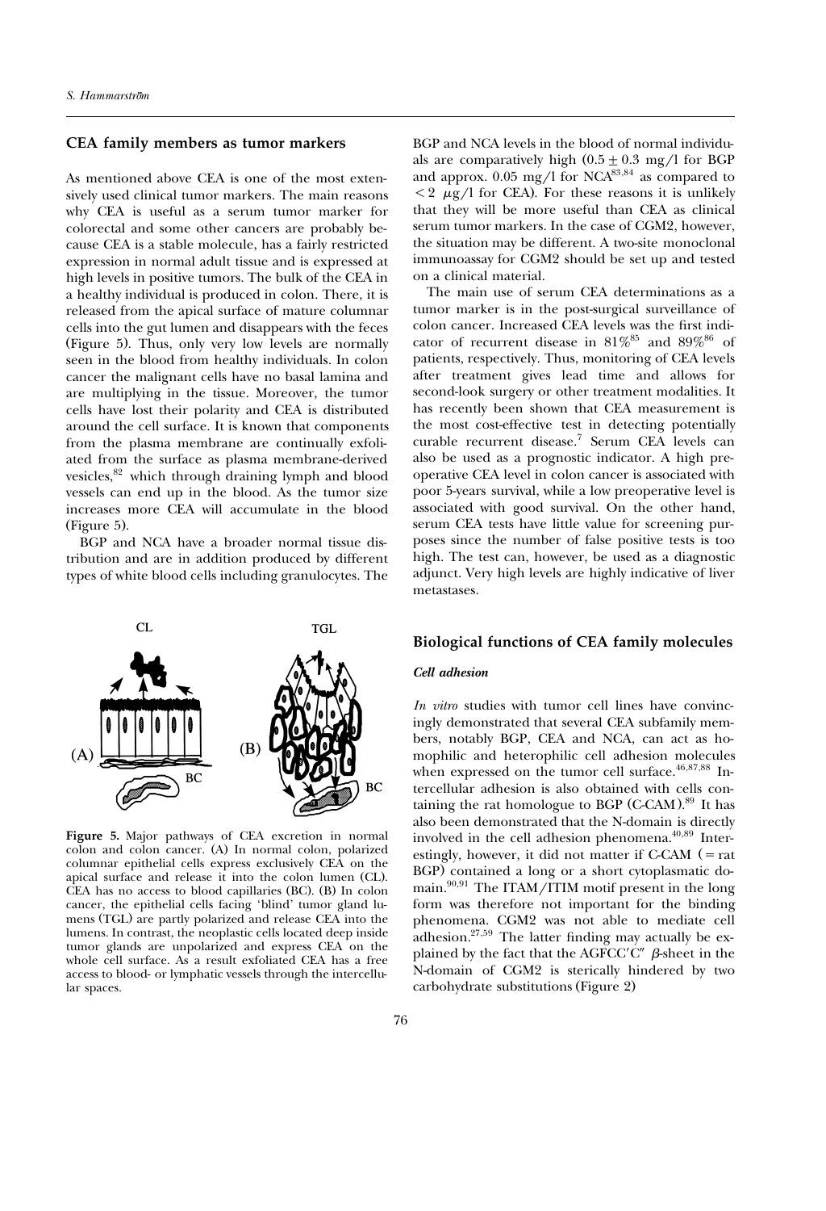## CEA family members as tumor markers

As mentioned above CEA is one of the most extensively used clinical tumor markers. The main reasons why CEA is useful as a serum tumor marker for colorectal and some other cancers are probably because CEA is a stable molecule, has a fairly restricted expression in normal adult tissue and is expressed at high levels in positive tumors. The bulk of the CEA in a healthy individual is produced in colon. There, it is released from the apical surface of mature columnar cells into the gut lumen and disappears with the feces (Figure 5). Thus, only very low levels are normally seen in the blood from healthy individuals. In colon cancer the malignant cells have no basal lamina and are multiplying in the tissue. Moreover, the tumor cells have lost their polarity and CEA is distributed around the cell surface. It is known that components from the plasma membrane are continually exfoliated from the surface as plasma membrane-derived vesicles,[82] which through draining lymph and blood vessels can end up in the blood. As the tumor size increases more CEA will accumulate in the blood (Figure 5).

BGP and NCA have a broader normal tissue distribution and are in addition produced by different types of white blood cells including granulocytes. The BGP and NCA levels in the blood of normal individuals are comparatively high ($0.5 \pm 0.3$ mg/l for BGP and approx. 0.05 mg/l for NCA[83,84] as compared to $< 2$ $\mu$g/l for CEA). For these reasons it is unlikely that they will be more useful than CEA as clinical serum tumor markers. In the case of CGM2, however, the situation may be different. A two-site monoclonal immunoassay for CGM2 should be set up and tested on a clinical material.

The main use of serum CEA determinations as a tumor marker is in the post-surgical surveillance of colon cancer. Increased CEA levels was the first indicator of recurrent disease in 81%[85] and 89%[86] of patients, respectively. Thus, monitoring of CEA levels after treatment gives lead time and allows for second-look surgery or other treatment modalities. It has recently been shown that CEA measurement is the most cost-effective test in detecting potentially curable recurrent disease.[7] Serum CEA levels can also be used as a prognostic indicator. A high preoperative CEA level in colon cancer is associated with poor 5-years survival, while a low preoperative level is associated with good survival. On the other hand, serum CEA tests have little value for screening purposes since the number of false positive tests is too high. The test can, however, be used as a diagnostic adjunct. Very high levels are highly indicative of liver metastases.

**Figure 5.** Major pathways of CEA excretion in normal colon and colon cancer. (A) In normal colon, polarized columnar epithelial cells express exclusively CEA on the apical surface and release it into the colon lumen (CL). CEA has no access to blood capillaries (BC). (B) In colon cancer, the epithelial cells facing 'blind' tumor gland lumens (TGL) are partly polarized and release CEA into the lumens. In contrast, the neoplastic cells located deep inside tumor glands are unpolarized and express CEA on the whole cell surface. As a result exfoliated CEA has a free access to blood- or lymphatic vessels through the intercellular spaces.

## Biological functions of CEA family molecules

### *Cell adhesion*

*In vitro* studies with tumor cell lines have convincingly demonstrated that several CEA subfamily members, notably BGP, CEA and NCA, can act as homophilic and heterophilic cell adhesion molecules when expressed on the tumor cell surface.[46,87,88] Intercellular adhesion is also obtained with cells containing the rat homologue to BGP (C-CAM).[89] It has also been demonstrated that the N-domain is directly involved in the cell adhesion phenomena.[40,89] Interestingly, however, it did not matter if C-CAM (= rat BGP) contained a long or a short cytoplasmatic domain.[90,91] The ITAM/ITIM motif present in the long form was therefore not important for the binding phenomena. CGM2 was not able to mediate cell adhesion.[27,59] The latter finding may actually be explained by the fact that the AGFCC′C″ $\beta$-sheet in the N-domain of CGM2 is sterically hindered by two carbohydrate substitutions (Figure 2)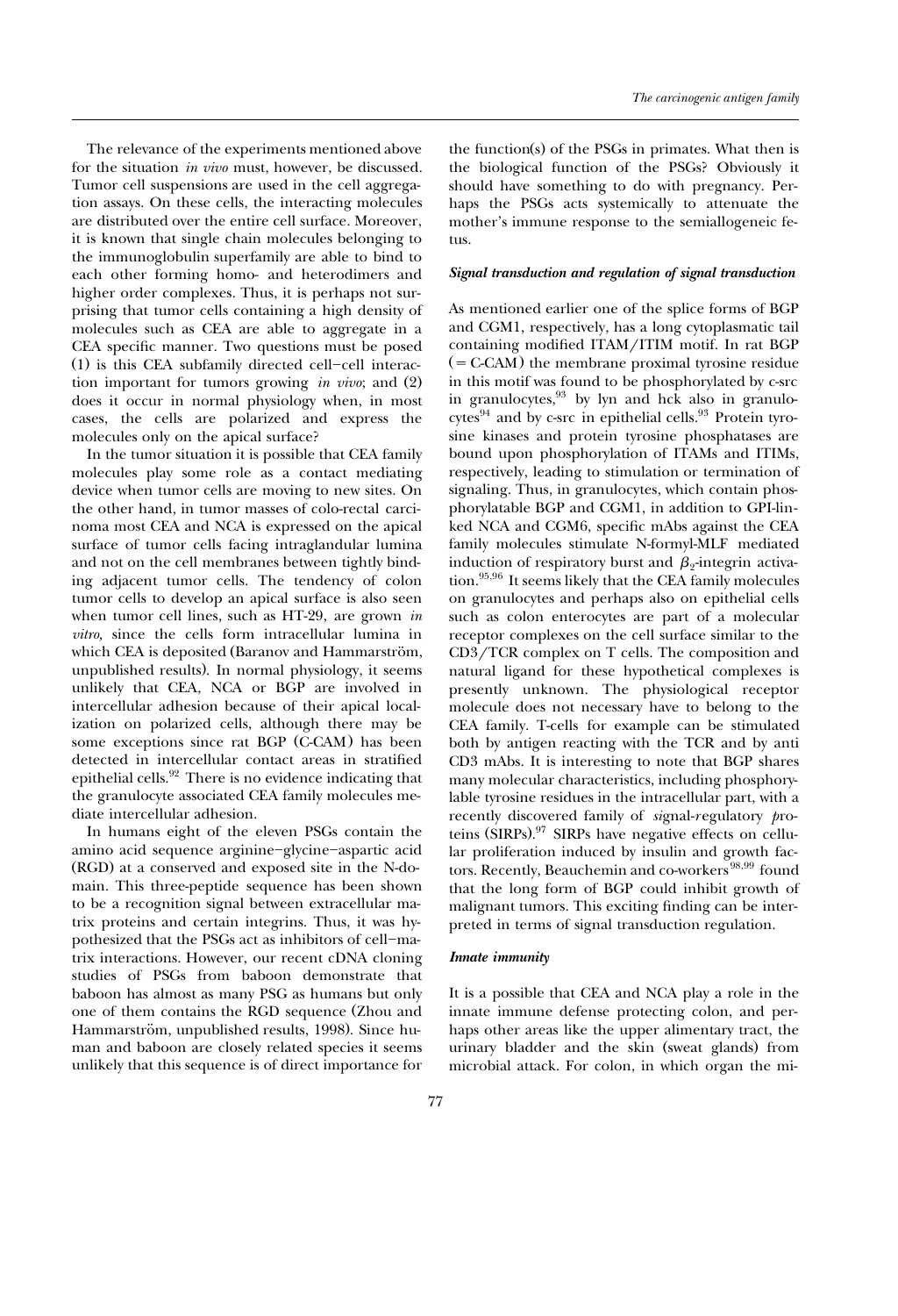The relevance of the experiments mentioned above for the situation *in vivo* must, however, be discussed. Tumor cell suspensions are used in the cell aggregation assays. On these cells, the interacting molecules are distributed over the entire cell surface. Moreover, it is known that single chain molecules belonging to the immunoglobulin superfamily are able to bind to each other forming homo- and heterodimers and higher order complexes. Thus, it is perhaps not surprising that tumor cells containing a high density of molecules such as CEA are able to aggregate in a CEA specific manner. Two questions must be posed (1) is this CEA subfamily directed cell–cell interaction important for tumors growing *in vivo*; and (2) does it occur in normal physiology when, in most cases, the cells are polarized and express the molecules only on the apical surface?

In the tumor situation it is possible that CEA family molecules play some role as a contact mediating device when tumor cells are moving to new sites. On the other hand, in tumor masses of colo-rectal carcinoma most CEA and NCA is expressed on the apical surface of tumor cells facing intraglandular lumina and not on the cell membranes between tightly binding adjacent tumor cells. The tendency of colon tumor cells to develop an apical surface is also seen when tumor cell lines, such as HT-29, are grown *in vitro*, since the cells form intracellular lumina in which CEA is deposited (Baranov and Hammarström, unpublished results). In normal physiology, it seems unlikely that CEA, NCA or BGP are involved in intercellular adhesion because of their apical localization on polarized cells, although there may be some exceptions since rat BGP (C-CAM) has been detected in intercellular contact areas in stratified epithelial cells.[92] There is no evidence indicating that the granulocyte associated CEA family molecules mediate intercellular adhesion.

In humans eight of the eleven PSGs contain the amino acid sequence arginine–glycine–aspartic acid (RGD) at a conserved and exposed site in the N-domain. This three-peptide sequence has been shown to be a recognition signal between extracellular matrix proteins and certain integrins. Thus, it was hypothesized that the PSGs act as inhibitors of cell–matrix interactions. However, our recent cDNA cloning studies of PSGs from baboon demonstrate that baboon has almost as many PSG as humans but only one of them contains the RGD sequence (Zhou and Hammarström, unpublished results, 1998). Since human and baboon are closely related species it seems unlikely that this sequence is of direct importance for the function(s) of the PSGs in primates. What then is the biological function of the PSGs? Obviously it should have something to do with pregnancy. Perhaps the PSGs acts systemically to attenuate the mother's immune response to the semiallogeneic fetus.

#### *Signal transduction and regulation of signal transduction*

As mentioned earlier one of the splice forms of BGP and CGM1, respectively, has a long cytoplasmatic tail containing modified ITAM/ITIM motif. In rat BGP (= C-CAM) the membrane proximal tyrosine residue in this motif was found to be phosphorylated by c-src in granulocytes,[93] by lyn and hck also in granulocytes[94] and by c-src in epithelial cells.[93] Protein tyrosine kinases and protein tyrosine phosphatases are bound upon phosphorylation of ITAMs and ITIMs, respectively, leading to stimulation or termination of signaling. Thus, in granulocytes, which contain phosphorylatable BGP and CGM1, in addition to GPI-linked NCA and CGM6, specific mAbs against the CEA family molecules stimulate N-formyl-MLF mediated induction of respiratory burst and $\beta_2$-integrin activation.[95,96] It seems likely that the CEA family molecules on granulocytes and perhaps also on epithelial cells such as colon enterocytes are part of a molecular receptor complexes on the cell surface similar to the CD3/TCR complex on T cells. The composition and natural ligand for these hypothetical complexes is presently unknown. The physiological receptor molecule does not necessary have to belong to the CEA family. T-cells for example can be stimulated both by antigen reacting with the TCR and by anti CD3 mAbs. It is interesting to note that BGP shares many molecular characteristics, including phosphorylable tyrosine residues in the intracellular part, with a recently discovered family of *s*ignal-*r*egulatory *p*roteins (SIRPs).[97] SIRPs have negative effects on cellular proliferation induced by insulin and growth factors. Recently, Beauchemin and co-workers[98,99] found that the long form of BGP could inhibit growth of malignant tumors. This exciting finding can be interpreted in terms of signal transduction regulation.

#### *Innate immunity*

It is a possible that CEA and NCA play a role in the innate immune defense protecting colon, and perhaps other areas like the upper alimentary tract, the urinary bladder and the skin (sweat glands) from microbial attack. For colon, in which organ the mi-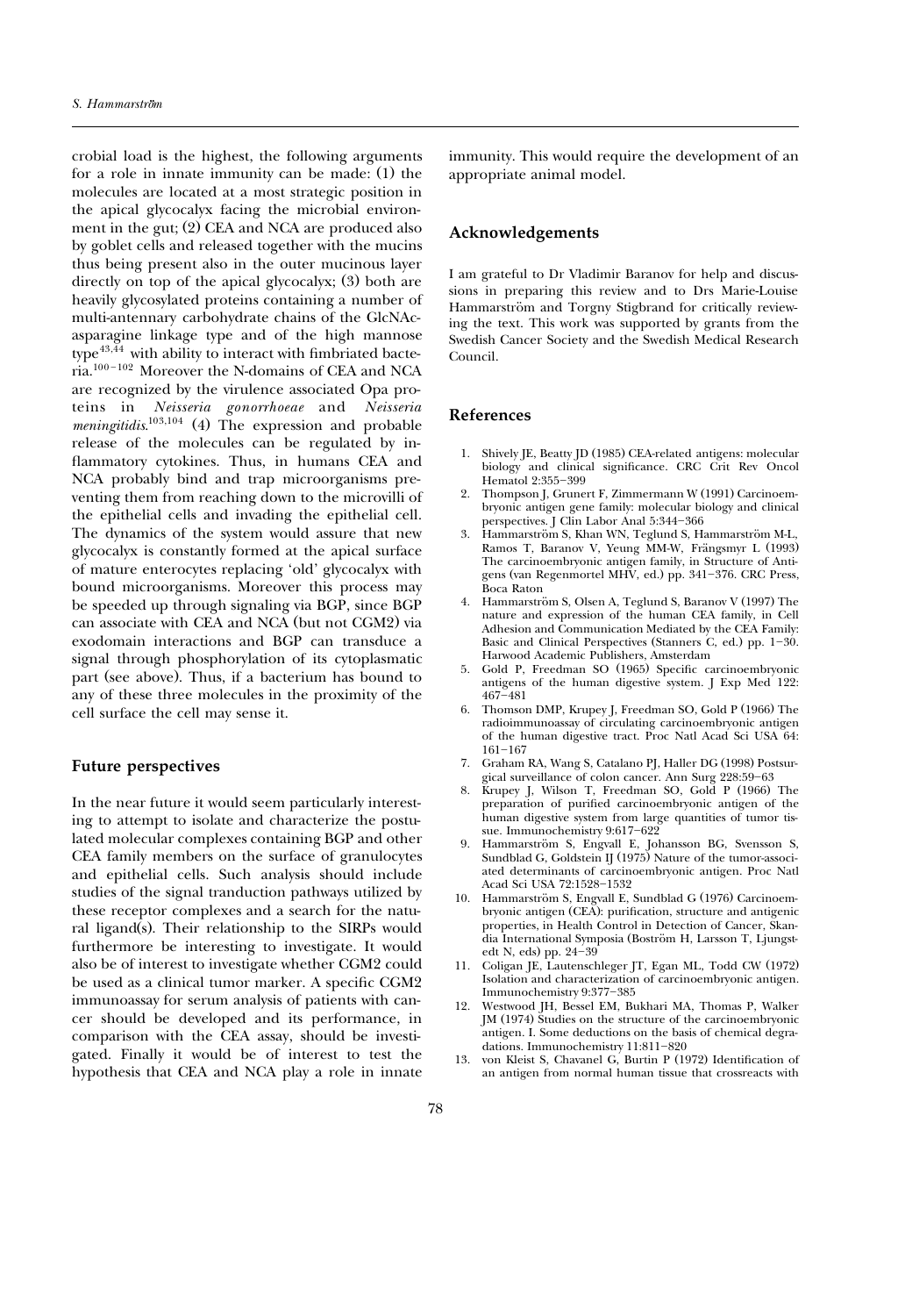crobial load is the highest, the following arguments for a role in innate immunity can be made: (1) the molecules are located at a most strategic position in the apical glycocalyx facing the microbial environment in the gut; (2) CEA and NCA are produced also by goblet cells and released together with the mucins thus being present also in the outer mucinous layer directly on top of the apical glycocalyx; (3) both are heavily glycosylated proteins containing a number of multi-antennary carbohydrate chains of the GlcNAc-asparagine linkage type and of the high mannose type[43,44] with ability to interact with fimbriated bacteria.[100–102] Moreover the N-domains of CEA and NCA are recognized by the virulence associated Opa proteins in *Neisseria gonorrhoeae* and *Neisseria meningitidis*.[103,104] (4) The expression and probable release of the molecules can be regulated by inflammatory cytokines. Thus, in humans CEA and NCA probably bind and trap microorganisms preventing them from reaching down to the microvilli of the epithelial cells and invading the epithelial cell. The dynamics of the system would assure that new glycocalyx is constantly formed at the apical surface of mature enterocytes replacing 'old' glycocalyx with bound microorganisms. Moreover this process may be speeded up through signaling via BGP, since BGP can associate with CEA and NCA (but not CGM2) via exodomain interactions and BGP can transduce a signal through phosphorylation of its cytoplasmatic part (see above). Thus, if a bacterium has bound to any of these three molecules in the proximity of the cell surface the cell may sense it.

## Future perspectives

In the near future it would seem particularly interesting to attempt to isolate and characterize the postulated molecular complexes containing BGP and other CEA family members on the surface of granulocytes and epithelial cells. Such analysis should include studies of the signal tranduction pathways utilized by these receptor complexes and a search for the natural ligand(s). Their relationship to the SIRPs would furthermore be interesting to investigate. It would also be of interest to investigate whether CGM2 could be used as a clinical tumor marker. A specific CGM2 immunoassay for serum analysis of patients with cancer should be developed and its performance, in comparison with the CEA assay, should be investigated. Finally it would be of interest to test the hypothesis that CEA and NCA play a role in innate immunity. This would require the development of an appropriate animal model.

## Acknowledgements

I am grateful to Dr Vladimir Baranov for help and discussions in preparing this review and to Drs Marie-Louise Hammarström and Torgny Stigbrand for critically reviewing the text. This work was supported by grants from the Swedish Cancer Society and the Swedish Medical Research Council.

## References

1. Shively JE, Beatty JD (1985) CEA-related antigens: molecular biology and clinical significance. CRC Crit Rev Oncol Hematol 2:355–399
2. Thompson J, Grunert F, Zimmermann W (1991) Carcinoembryonic antigen gene family: molecular biology and clinical perspectives. J Clin Labor Anal 5:344–366
3. Hammarström S, Khan WN, Teglund S, Hammarström M-L, Ramos T, Baranov V, Yeung MM-W, Frängsmyr L (1993) The carcinoembryonic antigen family, in Structure of Antigens (van Regenmortel MHV, ed.) pp. 341–376. CRC Press, Boca Raton
4. Hammarström S, Olsen A, Teglund S, Baranov V (1997) The nature and expression of the human CEA family, in Cell Adhesion and Communication Mediated by the CEA Family: Basic and Clinical Perspectives (Stanners C, ed.) pp. 1–30. Harwood Academic Publishers, Amsterdam
5. Gold P, Freedman SO (1965) Specific carcinoembryonic antigens of the human digestive system. J Exp Med 122: 467–481
6. Thomson DMP, Krupey J, Freedman SO, Gold P (1966) The radioimmunoassay of circulating carcinoembryonic antigen of the human digestive tract. Proc Natl Acad Sci USA 64: 161–167
7. Graham RA, Wang S, Catalano PJ, Haller DG (1998) Postsurgical surveillance of colon cancer. Ann Surg 228:59–63
8. Krupey J, Wilson T, Freedman SO, Gold P (1966) The preparation of purified carcinoembryonic antigen of the human digestive system from large quantities of tumor tissue. Immunochemistry 9:617–622
9. Hammarström S, Engvall E, Johansson BG, Svensson S, Sundblad G, Goldstein IJ (1975) Nature of the tumor-associated determinants of carcinoembryonic antigen. Proc Natl Acad Sci USA 72:1528–1532
10. Hammarström S, Engvall E, Sundblad G (1976) Carcinoembryonic antigen (CEA): purification, structure and antigenic properties, in Health Control in Detection of Cancer, Skandia International Symposia (Boström H, Larsson T, Ljungstedt N, eds) pp. 24–39
11. Coligan JE, Lautenschleger JT, Egan ML, Todd CW (1972) Isolation and characterization of carcinoembryonic antigen. Immunochemistry 9:377–385
12. Westwood JH, Bessel EM, Bukhari MA, Thomas P, Walker JM (1974) Studies on the structure of the carcinoembryonic antigen. I. Some deductions on the basis of chemical degradations. Immunochemistry 11:811–820
13. von Kleist S, Chavanel G, Burtin P (1972) Identification of an antigen from normal human tissue that crossreacts with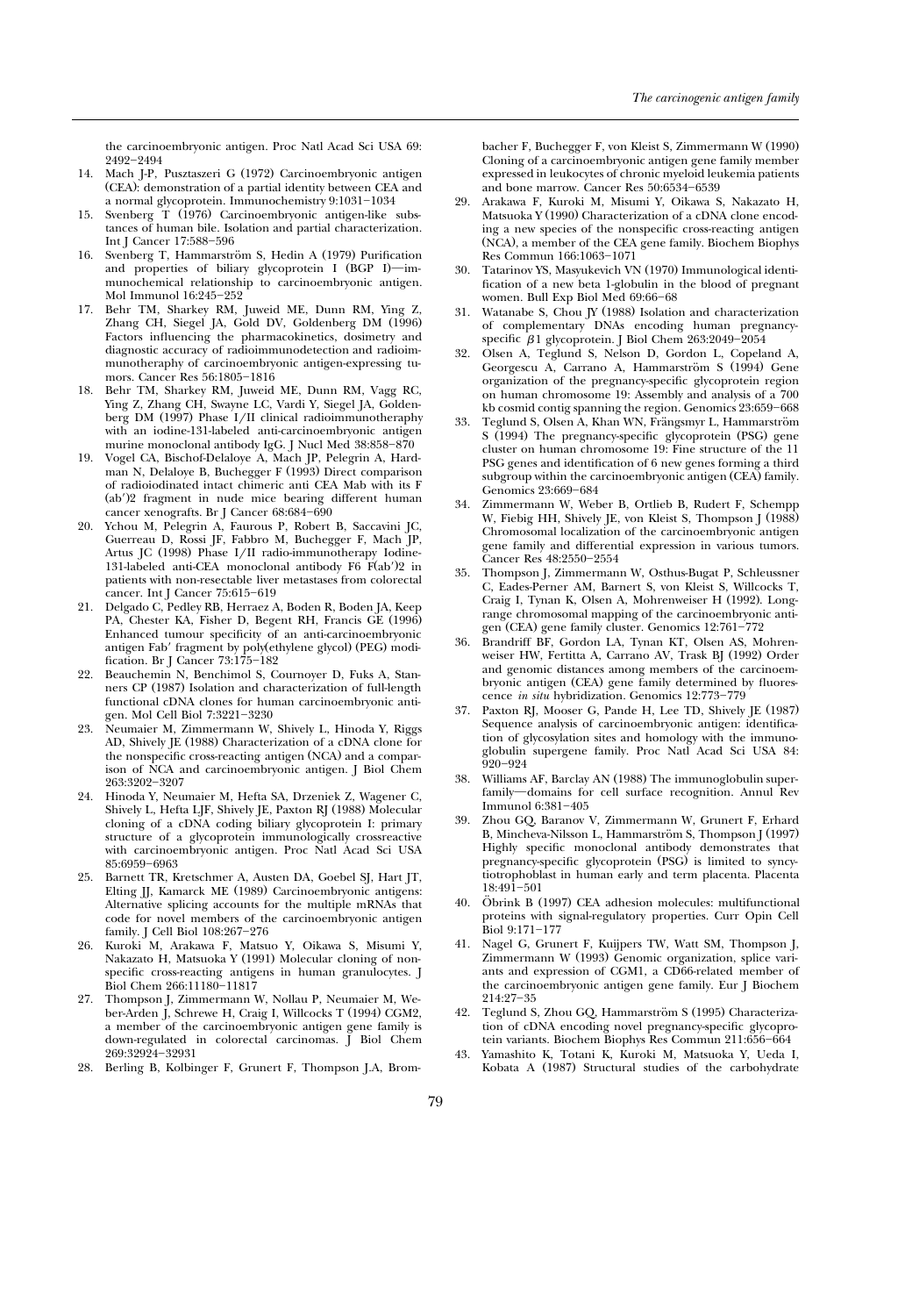the carcinoembryonic antigen. Proc Natl Acad Sci USA 69: 2492–2494

14. Mach J-P, Pusztaszeri G (1972) Carcinoembryonic antigen (CEA): demonstration of a partial identity between CEA and a normal glycoprotein. Immunochemistry 9:1031–1034
15. Svenberg T (1976) Carcinoembryonic antigen-like substances of human bile. Isolation and partial characterization. Int J Cancer 17:588–596
16. Svenberg T, Hammarström S, Hedin A (1979) Purification and properties of biliary glycoprotein I (BGP I)—immunochemical relationship to carcinoembryonic antigen. Mol Immunol 16:245–252
17. Behr TM, Sharkey RM, Juweid ME, Dunn RM, Ying Z, Zhang CH, Siegel JA, Gold DV, Goldenberg DM (1996) Factors influencing the pharmacokinetics, dosimetry and diagnostic accuracy of radioimmunodetection and radioimmunotheraphy of carcinoembryonic antigen-expressing tumors. Cancer Res 56:1805–1816
18. Behr TM, Sharkey RM, Juweid ME, Dunn RM, Vagg RC, Ying Z, Zhang CH, Swayne LC, Vardi Y, Siegel JA, Goldenberg DM (1997) Phase I/II clinical radioimmunotheraphy with an iodine-131-labeled anti-carcinoembryonic antigen murine monoclonal antibody IgG. J Nucl Med 38:858–870
19. Vogel CA, Bischof-Delaloye A, Mach JP, Pelegrin A, Hardman N, Delaloye B, Buchegger F (1993) Direct comparison of radioiodinated intact chimeric anti CEA Mab with its F (ab′)2 fragment in nude mice bearing different human cancer xenografts. Br J Cancer 68:684–690
20. Ychou M, Pelegrin A, Faurous P, Robert B, Saccavini JC, Guerreau D, Rossi JF, Fabbro M, Buchegger F, Mach JP, Artus JC (1998) Phase I/II radio-immunotherapy Iodine-131-labeled anti-CEA monoclonal antibody F6 F(ab′)2 in patients with non-resectable liver metastases from colorectal cancer. Int J Cancer 75:615–619
21. Delgado C, Pedley RB, Herraez A, Boden R, Boden JA, Keep PA, Chester KA, Fisher D, Begent RH, Francis GE (1996) Enhanced tumour specificity of an anti-carcinoembryonic antigen Fab′ fragment by poly(ethylene glycol) (PEG) modification. Br J Cancer 73:175–182
22. Beauchemin N, Benchimol S, Cournoyer D, Fuks A, Stanners CP (1987) Isolation and characterization of full-length functional cDNA clones for human carcinoembryonic antigen. Mol Cell Biol 7:3221–3230
23. Neumaier M, Zimmermann W, Shively L, Hinoda Y, Riggs AD, Shively JE (1988) Characterization of a cDNA clone for the nonspecific cross-reacting antigen (NCA) and a comparison of NCA and carcinoembryonic antigen. J Biol Chem 263:3202–3207
24. Hinoda Y, Neumaier M, Hefta SA, Drzeniek Z, Wagener C, Shively L, Hefta LJF, Shively JE, Paxton RJ (1988) Molecular cloning of a cDNA coding biliary glycoprotein I: primary structure of a glycoprotein immunologically crossreactive with carcinoembryonic antigen. Proc Natl Acad Sci USA 85:6959–6963
25. Barnett TR, Kretschmer A, Austen DA, Goebel SJ, Hart JT, Elting JJ, Kamarck ME (1989) Carcinoembryonic antigens: Alternative splicing accounts for the multiple mRNAs that code for novel members of the carcinoembryonic antigen family. J Cell Biol 108:267–276
26. Kuroki M, Arakawa F, Matsuo Y, Oikawa S, Misumi Y, Nakazato H, Matsuoka Y (1991) Molecular cloning of nonspecific cross-reacting antigens in human granulocytes. J Biol Chem 266:11180–11817
27. Thompson J, Zimmermann W, Nollau P, Neumaier M, Weber-Arden J, Schrewe H, Craig I, Willcocks T (1994) CGM2, a member of the carcinoembryonic antigen gene family is down-regulated in colorectal carcinomas. J Biol Chem 269:32924–32931
28. Berling B, Kolbinger F, Grunert F, Thompson J.A, Brombacher F, Buchegger F, von Kleist S, Zimmermann W (1990) Cloning of a carcinoembryonic antigen gene family member expressed in leukocytes of chronic myeloid leukemia patients and bone marrow. Cancer Res 50:6534–6539
29. Arakawa F, Kuroki M, Misumi Y, Oikawa S, Nakazato H, Matsuoka Y (1990) Characterization of a cDNA clone encoding a new species of the nonspecific cross-reacting antigen (NCA), a member of the CEA gene family. Biochem Biophys Res Commun 166:1063–1071
30. Tatarinov YS, Masyukevich VN (1970) Immunological identification of a new beta 1-globulin in the blood of pregnant women. Bull Exp Biol Med 69:66–68
31. Watanabe S, Chou JY (1988) Isolation and characterization of complementary DNAs encoding human pregnancy-specific $\beta$1 glycoprotein. J Biol Chem 263:2049–2054
32. Olsen A, Teglund S, Nelson D, Gordon L, Copeland A, Georgescu A, Carrano A, Hammarström S (1994) Gene organization of the pregnancy-specific glycoprotein region on human chromosome 19: Assembly and analysis of a 700 kb cosmid contig spanning the region. Genomics 23:659–668
33. Teglund S, Olsen A, Khan WN, Frängsmyr L, Hammarström S (1994) The pregnancy-specific glycoprotein (PSG) gene cluster on human chromosome 19: Fine structure of the 11 PSG genes and identification of 6 new genes forming a third subgroup within the carcinoembryonic antigen (CEA) family. Genomics 23:669–684
34. Zimmermann W, Weber B, Ortlieb B, Rudert F, Schempp W, Fiebig HH, Shively JE, von Kleist S, Thompson J (1988) Chromosomal localization of the carcinoembryonic antigen gene family and differential expression in various tumors. Cancer Res 48:2550–2554
35. Thompson J, Zimmermann W, Osthus-Bugat P, Schleussner C, Eades-Perner AM, Barnert S, von Kleist S, Willcocks T, Craig I, Tynan K, Olsen A, Mohrenweiser H (1992). Long-range chromosomal mapping of the carcinoembryonic antigen (CEA) gene family cluster. Genomics 12:761–772
36. Brandriff BF, Gordon LA, Tynan KT, Olsen AS, Mohrenweiser HW, Fertitta A, Carrano AV, Trask BJ (1992) Order and genomic distances among members of the carcinoembryonic antigen (CEA) gene family determined by fluorescence *in situ* hybridization. Genomics 12:773–779
37. Paxton RJ, Mooser G, Pande H, Lee TD, Shively JE (1987) Sequence analysis of carcinoembryonic antigen: identification of glycosylation sites and homology with the immunoglobulin supergene family. Proc Natl Acad Sci USA 84: 920–924
38. Williams AF, Barclay AN (1988) The immunoglobulin superfamily—domains for cell surface recognition. Annul Rev Immunol 6:381–405
39. Zhou GQ, Baranov V, Zimmermann W, Grunert F, Erhard B, Mincheva-Nilsson L, Hammarström S, Thompson J (1997) Highly specific monoclonal antibody demonstrates that pregnancy-specific glycoprotein (PSG) is limited to syncytiotrophoblast in human early and term placenta. Placenta 18:491–501
40. Öbrink B (1997) CEA adhesion molecules: multifunctional proteins with signal-regulatory properties. Curr Opin Cell Biol 9:171–177
41. Nagel G, Grunert F, Kuijpers TW, Watt SM, Thompson J, Zimmermann W (1993) Genomic organization, splice variants and expression of CGM1, a CD66-related member of the carcinoembryonic antigen gene family. Eur J Biochem 214:27–35
42. Teglund S, Zhou GQ, Hammarström S (1995) Characterization of cDNA encoding novel pregnancy-specific glycoprotein variants. Biochem Biophys Res Commun 211:656–664
43. Yamashito K, Totani K, Kuroki M, Matsuoka Y, Ueda I, Kobata A (1987) Structural studies of the carbohydrate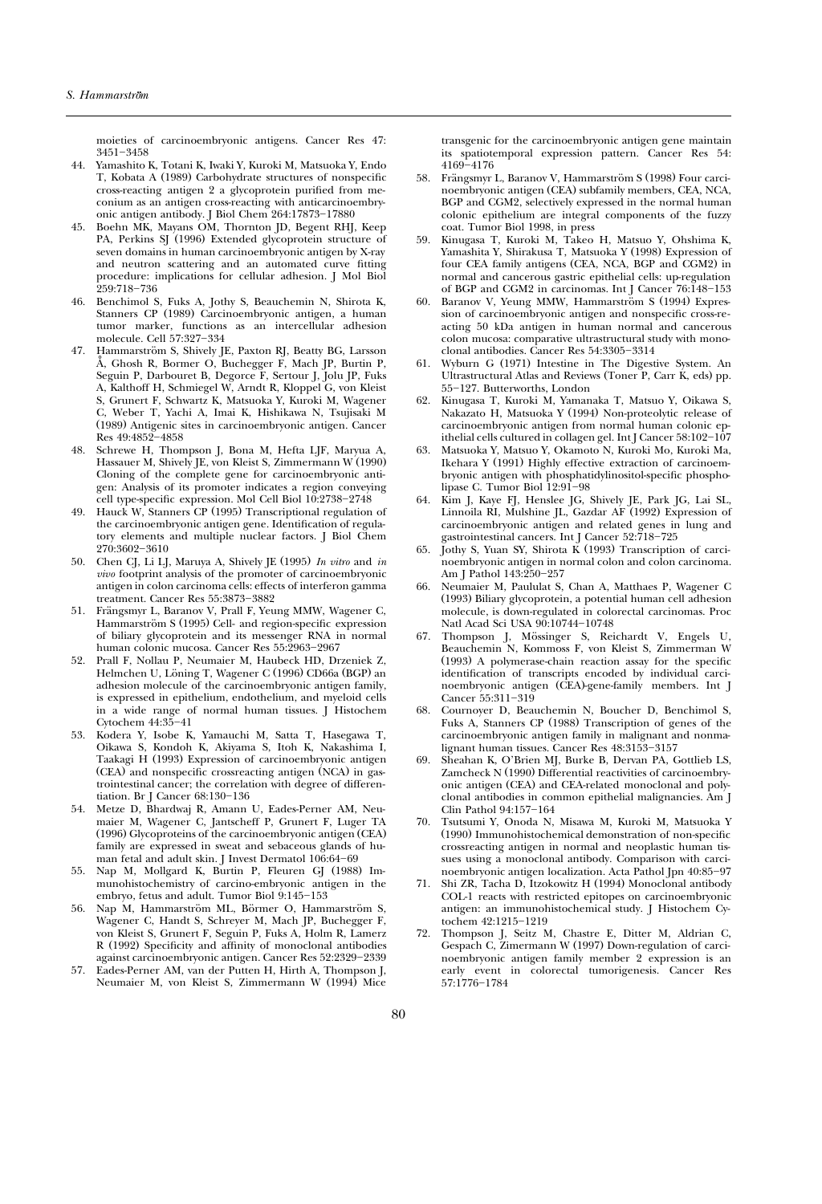moieties of carcinoembryonic antigens. Cancer Res 47: 3451–3458

44. Yamashito K, Totani K, Iwaki Y, Kuroki M, Matsuoka Y, Endo T, Kobata A (1989) Carbohydrate structures of nonspecific cross-reacting antigen 2 a glycoprotein purified from meconium as an antigen cross-reacting with anticarcinoembryonic antigen antibody. J Biol Chem 264:17873–17880
45. Boehn MK, Mayans OM, Thornton JD, Begent RHJ, Keep PA, Perkins SJ (1996) Extended glycoprotein structure of seven domains in human carcinoembryonic antigen by X-ray and neutron scattering and an automated curve fitting procedure: implications for cellular adhesion. J Mol Biol 259:718–736
46. Benchimol S, Fuks A, Jothy S, Beauchemin N, Shirota K, Stanners CP (1989) Carcinoembryonic antigen, a human tumor marker, functions as an intercellular adhesion molecule. Cell 57:327–334
47. Hammarström S, Shively JE, Paxton RJ, Beatty BG, Larsson Å, Ghosh R, Bormer O, Buchegger F, Mach JP, Burtin P, Seguin P, Darbouret B, Degorce F, Sertour J, Jolu JP, Fuks A, Kalthoff H, Schmiegel W, Arndt R, Kloppel G, von Kleist S, Grunert F, Schwartz K, Matsuoka Y, Kuroki M, Wagener C, Weber T, Yachi A, Imai K, Hishikawa N, Tsujisaki M (1989) Antigenic sites in carcinoembryonic antigen. Cancer Res 49:4852–4858
48. Schrewe H, Thompson J, Bona M, Hefta LJF, Maryua A, Hassauer M, Shively JE, von Kleist S, Zimmermann W (1990) Cloning of the complete gene for carcinoembryonic antigen: Analysis of its promoter indicates a region conveying cell type-specific expression. Mol Cell Biol 10:2738–2748
49. Hauck W, Stanners CP (1995) Transcriptional regulation of the carcinoembryonic antigen gene. Identification of regulatory elements and multiple nuclear factors. J Biol Chem 270:3602–3610
50. Chen CJ, Li LJ, Maruya A, Shively JE (1995) *In vitro* and *in vivo* footprint analysis of the promoter of carcinoembryonic antigen in colon carcinoma cells: effects of interferon gamma treatment. Cancer Res 55:3873–3882
51. Frängsmyr L, Baranov V, Prall F, Yeung MMW, Wagener C, Hammarström S (1995) Cell- and region-specific expression of biliary glycoprotein and its messenger RNA in normal human colonic mucosa. Cancer Res 55:2963–2967
52. Prall F, Nollau P, Neumaier M, Haubeck HD, Drzeniek Z, Helmchen U, Löning T, Wagener C (1996) CD66a (BGP) an adhesion molecule of the carcinoembryonic antigen family, is expressed in epithelium, endothelium, and myeloid cells in a wide range of normal human tissues. J Histochem Cytochem 44:35–41
53. Kodera Y, Isobe K, Yamauchi M, Satta T, Hasegawa T, Oikawa S, Kondoh K, Akiyama S, Itoh K, Nakashima I, Taakagi H (1993) Expression of carcinoembryonic antigen (CEA) and nonspecific crossreacting antigen (NCA) in gastrointestinal cancer; the correlation with degree of differentiation. Br J Cancer 68:130–136
54. Metze D, Bhardwaj R, Amann U, Eades-Perner AM, Neumaier M, Wagener C, Jantscheff P, Grunert F, Luger TA (1996) Glycoproteins of the carcinoembryonic antigen (CEA) family are expressed in sweat and sebaceous glands of human fetal and adult skin. J Invest Dermatol 106:64–69
55. Nap M, Mollgard K, Burtin P, Fleuren GJ (1988) Immunohistochemistry of carcino-embryonic antigen in the embryo, fetus and adult. Tumor Biol 9:145–153
56. Nap M, Hammarström ML, Börmer O, Hammarström S, Wagener C, Handt S, Schreyer M, Mach JP, Buchegger F, von Kleist S, Grunert F, Seguin P, Fuks A, Holm R, Lamerz R (1992) Specificity and affinity of monoclonal antibodies against carcinoembryonic antigen. Cancer Res 52:2329–2339
57. Eades-Perner AM, van der Putten H, Hirth A, Thompson J, Neumaier M, von Kleist S, Zimmermann W (1994) Mice transgenic for the carcinoembryonic antigen gene maintain its spatiotemporal expression pattern. Cancer Res 54: 4169–4176
58. Frängsmyr L, Baranov V, Hammarström S (1998) Four carcinoembryonic antigen (CEA) subfamily members, CEA, NCA, BGP and CGM2, selectively expressed in the normal human colonic epithelium are integral components of the fuzzy coat. Tumor Biol 1998, in press
59. Kinugasa T, Kuroki M, Takeo H, Matsuo Y, Ohshima K, Yamashita Y, Shirakusa T, Matsuoka Y (1998) Expression of four CEA family antigens (CEA, NCA, BGP and CGM2) in normal and cancerous gastric epithelial cells: up-regulation of BGP and CGM2 in carcinomas. Int J Cancer 76:148–153
60. Baranov V, Yeung MMW, Hammarström S (1994) Expression of carcinoembryonic antigen and nonspecific cross-reacting 50 kDa antigen in human normal and cancerous colon mucosa: comparative ultrastructural study with monoclonal antibodies. Cancer Res 54:3305–3314
61. Wyburn G (1971) Intestine in The Digestive System. An Ultrastructural Atlas and Reviews (Toner P, Carr K, eds) pp. 55–127. Butterworths, London
62. Kinugasa T, Kuroki M, Yamanaka T, Matsuo Y, Oikawa S, Nakazato H, Matsuoka Y (1994) Non-proteolytic release of carcinoembryonic antigen from normal human colonic epithelial cells cultured in collagen gel. Int J Cancer 58:102–107
63. Matsuoka Y, Matsuo Y, Okamoto N, Kuroki Mo, Kuroki Ma, Ikehara Y (1991) Highly effective extraction of carcinoembryonic antigen with phosphatidylinositol-specific phospholipase C. Tumor Biol 12:91–98
64. Kim J, Kaye FJ, Henslee JG, Shively JE, Park JG, Lai SL, Linnoila RI, Mulshine JL, Gazdar AF (1992) Expression of carcinoembryonic antigen and related genes in lung and gastrointestinal cancers. Int J Cancer 52:718–725
65. Jothy S, Yuan SY, Shirota K (1993) Transcription of carcinoembryonic antigen in normal colon and colon carcinoma. Am J Pathol 143:250–257
66. Neumaier M, Paululat S, Chan A, Matthaes P, Wagener C (1993) Biliary glycoprotein, a potential human cell adhesion molecule, is down-regulated in colorectal carcinomas. Proc Natl Acad Sci USA 90:10744–10748
67. Thompson J, Mössinger S, Reichardt V, Engels U, Beauchemin N, Kommoss F, von Kleist S, Zimmerman W (1993) A polymerase-chain reaction assay for the specific identification of transcripts encoded by individual carcinoembryonic antigen (CEA)-gene-family members. Int J Cancer 55:311–319
68. Cournoyer D, Beauchemin N, Boucher D, Benchimol S, Fuks A, Stanners CP (1988) Transcription of genes of the carcinoembryonic antigen family in malignant and nonmalignant human tissues. Cancer Res 48:3153–3157
69. Sheahan K, O'Brien MJ, Burke B, Dervan PA, Gottlieb LS, Zamcheck N (1990) Differential reactivities of carcinoembryonic antigen (CEA) and CEA-related monoclonal and polyclonal antibodies in common epithelial malignancies. Am J Clin Pathol 94:157–164
70. Tsutsumi Y, Onoda N, Misawa M, Kuroki M, Matsuoka Y (1990) Immunohistochemical demonstration of non-specific crossreacting antigen in normal and neoplastic human tissues using a monoclonal antibody. Comparison with carcinoembryonic antigen localization. Acta Pathol Jpn 40:85–97
71. Shi ZR, Tacha D, Itzokowitz H (1994) Monoclonal antibody COL-1 reacts with restricted epitopes on carcinoembryonic antigen: an immunohistochemical study. J Histochem Cytochem 42:1215–1219
72. Thompson J, Seitz M, Chastre E, Ditter M, Aldrian C, Gespach C, Zimmermann W (1997) Down-regulation of carcinoembryonic antigen family member 2 expression is an early event in colorectal tumorigenesis. Cancer Res 57:1776–1784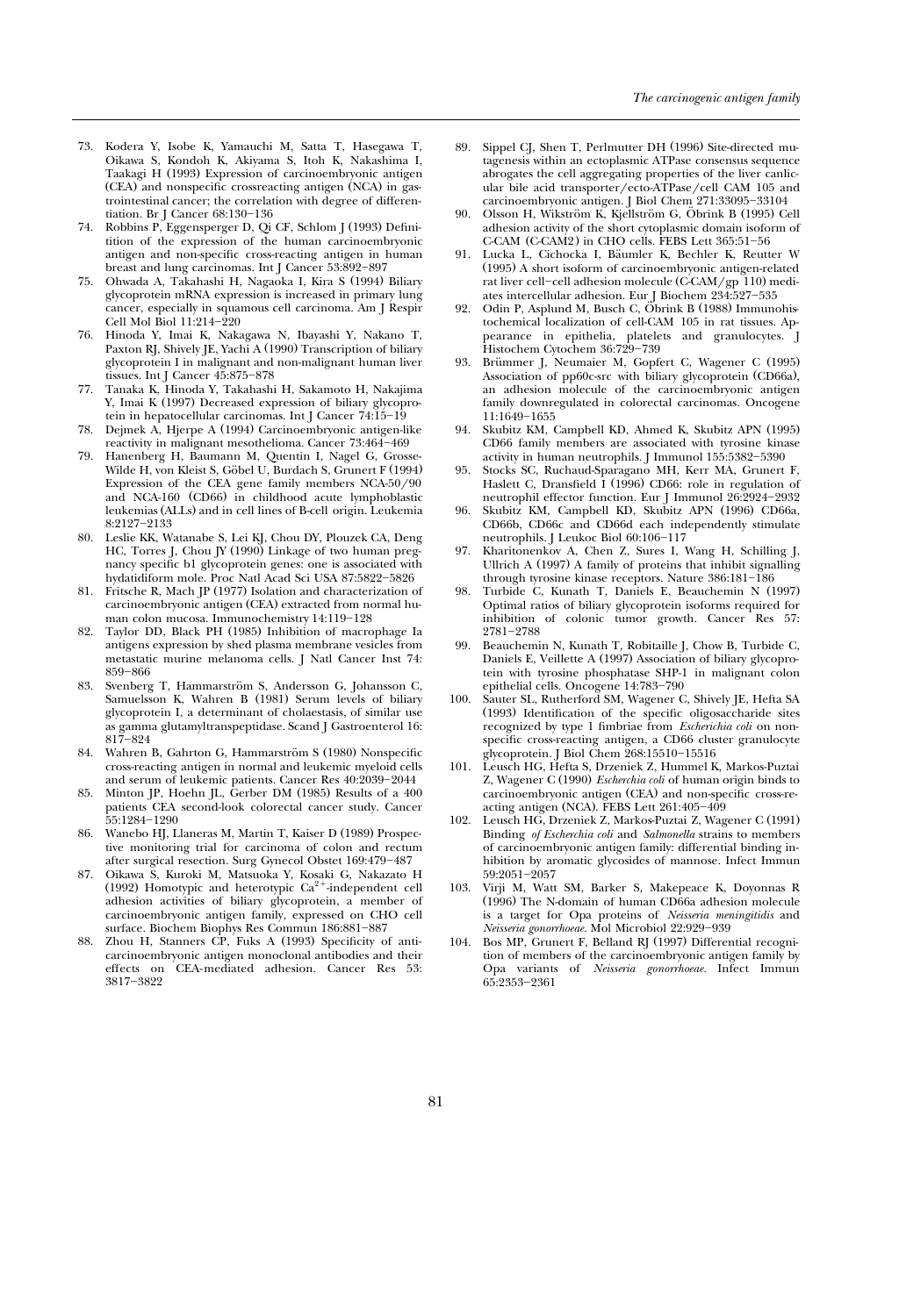73. Kodera Y, Isobe K, Yamauchi M, Satta T, Hasegawa T, Oikawa S, Kondoh K, Akiyama S, Itoh K, Nakashima I, Taakagi H (1993) Expression of carcinoembryonic antigen (CEA) and nonspecific crossreacting antigen (NCA) in gastrointestinal cancer; the correlation with degree of differentiation. Br J Cancer 68:130–136
74. Robbins P, Eggensperger D, Qi CF, Schlom J (1993) Definitition of the expression of the human carcinoembryonic antigen and non-specific cross-reacting antigen in human breast and lung carcinomas. Int J Cancer 53:892–897
75. Ohwada A, Takahashi H, Nagaoka I, Kira S (1994) Biliary glycoprotein mRNA expression is increased in primary lung cancer, especially in squamous cell carcinoma. Am J Respir Cell Mol Biol 11:214–220
76. Hinoda Y, Imai K, Nakagawa N, Ibayashi Y, Nakano T, Paxton RJ, Shively JE, Yachi A (1990) Transcription of biliary glycoprotein I in malignant and non-malignant human liver tissues. Int J Cancer 45:875–878
77. Tanaka K, Hinoda Y, Takahashi H, Sakamoto H, Nakajima Y, Imai K (1997) Decreased expression of biliary glycoprotein in hepatocellular carcinomas. Int J Cancer 74:15–19
78. Dejmek A, Hjerpe A (1994) Carcinoembryonic antigen-like reactivity in malignant mesothelioma. Cancer 73:464–469
79. Hanenberg H, Baumann M, Quentin I, Nagel G, Grosse-Wilde H, von Kleist S, Göbel U, Burdach S, Grunert F (1994) Expression of the CEA gene family members NCA-50/90 and NCA-160 (CD66) in childhood acute lymphoblastic leukemias (ALLs) and in cell lines of B-cell origin. Leukemia 8:2127–2133
80. Leslie KK, Watanabe S, Lei KJ, Chou DY, Plouzek CA, Deng HC, Torres J, Chou JY (1990) Linkage of two human pregnancy specific b1 glycoprotein genes: one is associated with hydatidiform mole. Proc Natl Acad Sci USA 87:5822–5826
81. Fritsche R, Mach JP (1977) Isolation and characterization of carcinoembryonic antigen (CEA) extracted from normal human colon mucosa. Immunochemistry 14:119–128
82. Taylor DD, Black PH (1985) Inhibition of macrophage Ia antigens expression by shed plasma membrane vesicles from metastatic murine melanoma cells. J Natl Cancer Inst 74: 859–866
83. Svenberg T, Hammarström S, Andersson G, Johansson C, Samuelsson K, Wahren B (1981) Serum levels of biliary glycoprotein I, a determinant of cholaestasis, of similar use as gamma glutamyltranspeptidase. Scand J Gastroenterol 16: 817–824
84. Wahren B, Gahrton G, Hammarström S (1980) Nonspecific cross-reacting antigen in normal and leukemic myeloid cells and serum of leukemic patients. Cancer Res 40:2039–2044
85. Minton JP, Hoehn JL, Gerber DM (1985) Results of a 400 patients CEA second-look colorectal cancer study. Cancer 55:1284–1290
86. Wanebo HJ, Llaneras M, Martin T, Kaiser D (1989) Prospective monitoring trial for carcinoma of colon and rectum after surgical resection. Surg Gynecol Obstet 169:479–487
87. Oikawa S, Kuroki M, Matsuoka Y, Kosaki G, Nakazato H (1992) Homotypic and heterotypic $Ca^{2+}$-independent cell adhesion activities of biliary glycoprotein, a member of carcinoembryonic antigen family, expressed on CHO cell surface. Biochem Biophys Res Commun 186:881–887
88. Zhou H, Stanners CP, Fuks A (1993) Specificity of anti-carcinoembryonic antigen monoclonal antibodies and their effects on CEA-mediated adhesion. Cancer Res 53: 3817–3822
89. Sippel CJ, Shen T, Perlmutter DH (1996) Site-directed mutagenesis within an ectoplasmic ATPase consensus sequence abrogates the cell aggregating properties of the liver canlicular bile acid transporter/ecto-ATPase/cell CAM 105 and carcinoembryonic antigen. J Biol Chem 271:33095–33104
90. Olsson H, Wikström K, Kjellström G, Öbrink B (1995) Cell adhesion activity of the short cytoplasmic domain isoform of C-CAM (C-CAM2) in CHO cells. FEBS Lett 365:51–56
91. Lucka L, Cichocka I, Bäumler K, Bechler K, Reutter W (1995) A short isoform of carcinoembryonic antigen-related rat liver cell–cell adhesion molecule (C-CAM/gp 110) mediates intercellular adhesion. Eur J Biochem 234:527–535
92. Odin P, Asplund M, Busch C, Öbrink B (1988) Immunohistochemical localization of cell-CAM 105 in rat tissues. Appearance in epithelia, platelets and granulocytes. J Histochem Cytochem 36:729–739
93. Brümmer J, Neumaier M, Gopfert C, Wagener C (1995) Association of pp60c-src with biliary glycoprotein (CD66a), an adhesion molecule of the carcinoembryonic antigen family downregulated in colorectal carcinomas. Oncogene 11:1649–1655
94. Skubitz KM, Campbell KD, Ahmed K, Skubitz APN (1995) CD66 family members are associated with tyrosine kinase activity in human neutrophils. J Immunol 155:5382–5390
95. Stocks SC, Ruchaud-Sparagano MH, Kerr MA, Grunert F, Haslett C, Dransfield I (1996) CD66: role in regulation of neutrophil effector function. Eur J Immunol 26:2924–2932
96. Skubitz KM, Campbell KD, Skubitz APN (1996) CD66a, CD66b, CD66c and CD66d each independently stimulate neutrophils. J Leukoc Biol 60:106–117
97. Kharitonenkov A, Chen Z, Sures I, Wang H, Schilling J, Ullrich A (1997) A family of proteins that inhibit signalling through tyrosine kinase receptors. Nature 386:181–186
98. Turbide C, Kunath T, Daniels E, Beauchemin N (1997) Optimal ratios of biliary glycoprotein isoforms required for inhibition of colonic tumor growth. Cancer Res 57: 2781–2788
99. Beauchemin N, Kunath T, Robitaille J, Chow B, Turbide C, Daniels E, Veillette A (1997) Association of biliary glycoprotein with tyrosine phosphatase SHP-1 in malignant colon epithelial cells. Oncogene 14:783–790
100. Sauter SL, Rutherford SM, Wagener C, Shively JE, Hefta SA (1993) Identification of the specific oligosaccharide sites recognized by type 1 fimbriae from *Escherichia coli* on non-specific cross-reacting antigen, a CD66 cluster granulocyte glycoprotein. J Biol Chem 268:15510–15516
101. Leusch HG, Hefta S, Drzeniek Z, Hummel K, Markos-Puztai Z, Wagener C (1990) *Escherchia coli* of human origin binds to carcinoembryonic antigen (CEA) and non-specific cross-reacting antigen (NCA). FEBS Lett 261:405–409
102. Leusch HG, Drzeniek Z, Markos-Puztai Z, Wagener C (1991) Binding *of Escherichia coli* and *Salmonella* strains to members of carcinoembryonic antigen family: differential binding inhibition by aromatic glycosides of mannose. Infect Immun 59:2051–2057
103. Virji M, Watt SM, Barker S, Makepeace K, Doyonnas R (1996) The N-domain of human CD66a adhesion molecule is a target for Opa proteins of *Neisseria meningitidis* and *Neisseria gonorrhoeae*. Mol Microbiol 22:929–939
104. Bos MP, Grunert F, Belland RJ (1997) Differential recognition of members of the carcinoembryonic antigen family by Opa variants of *Neisseria gonorrhoeae*. Infect Immun 65:2353–2361